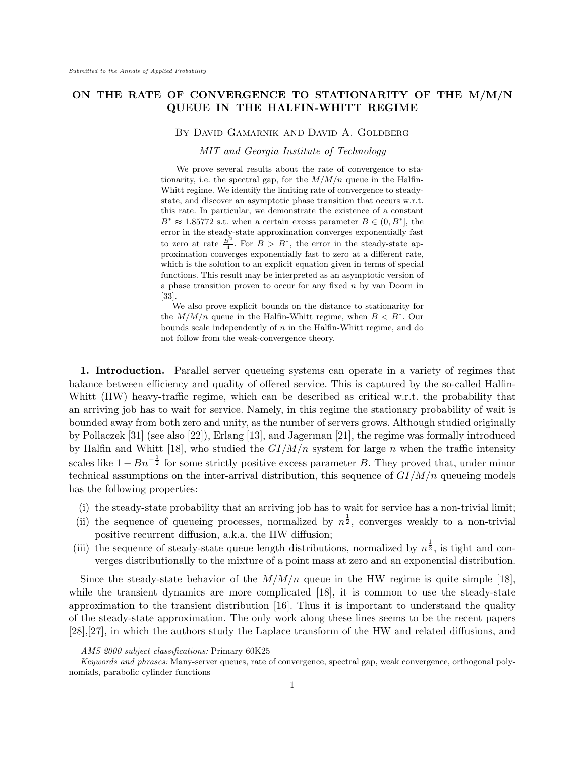Submitted to the Annals of Applied Probability

# ON THE RATE OF CONVERGENCE TO STATIONARITY OF THE M/M/N QUEUE IN THE HALFIN-WHITT REGIME

By David Gamarnik and David A. Goldberg

*MIT and Georgia Institute of Technology*

We prove several results about the rate of convergence to stationarity, i.e. the spectral gap, for the $M/M/n$ queue in the Halfin-Whitt regime. We identify the limiting rate of convergence to steady-state, and discover an asymptotic phase transition that occurs w.r.t. this rate. In particular, we demonstrate the existence of a constant $B^* \approx 1.85772$ s.t. when a certain excess parameter $B \in (0, B^*]$, the error in the steady-state approximation converges exponentially fast to zero at rate $\frac{B^2}{4}$. For $B > B^*$, the error in the steady-state approximation converges exponentially fast to zero at a different rate, which is the solution to an explicit equation given in terms of special functions. This result may be interpreted as an asymptotic version of a phase transition proven to occur for any fixed $n$ by van Doorn in [33].

We also prove explicit bounds on the distance to stationarity for the $M/M/n$ queue in the Halfin-Whitt regime, when $B < B^*$. Our bounds scale independently of $n$ in the Halfin-Whitt regime, and do not follow from the weak-convergence theory.

## 1. Introduction.

Parallel server queueing systems can operate in a variety of regimes that balance between efficiency and quality of offered service. This is captured by the so-called Halfin-Whitt (HW) heavy-traffic regime, which can be described as critical w.r.t. the probability that an arriving job has to wait for service. Namely, in this regime the stationary probability of wait is bounded away from both zero and unity, as the number of servers grows. Although studied originally by Pollaczek [31] (see also [22]), Erlang [13], and Jagerman [21], the regime was formally introduced by Halfin and Whitt [18], who studied the $GI/M/n$ system for large $n$ when the traffic intensity scales like $1 - Bn^{-\frac{1}{2}}$ for some strictly positive excess parameter $B$. They proved that, under minor technical assumptions on the inter-arrival distribution, this sequence of $GI/M/n$ queueing models has the following properties:

(i) the steady-state probability that an arriving job has to wait for service has a non-trivial limit;
(ii) the sequence of queueing processes, normalized by $n^{\frac{1}{2}}$, converges weakly to a non-trivial positive recurrent diffusion, a.k.a. the HW diffusion;
(iii) the sequence of steady-state queue length distributions, normalized by $n^{\frac{1}{2}}$, is tight and converges distributionally to the mixture of a point mass at zero and an exponential distribution.

Since the steady-state behavior of the $M/M/n$ queue in the HW regime is quite simple [18], while the transient dynamics are more complicated [18], it is common to use the steady-state approximation to the transient distribution [16]. Thus it is important to understand the quality of the steady-state approximation. The only work along these lines seems to be the recent papers [28],[27], in which the authors study the Laplace transform of the HW and related diffusions, and

*AMS 2000 subject classifications:* Primary 60K25

*Keywords and phrases:* Many-server queues, rate of convergence, spectral gap, weak convergence, orthogonal polynomials, parabolic cylinder functions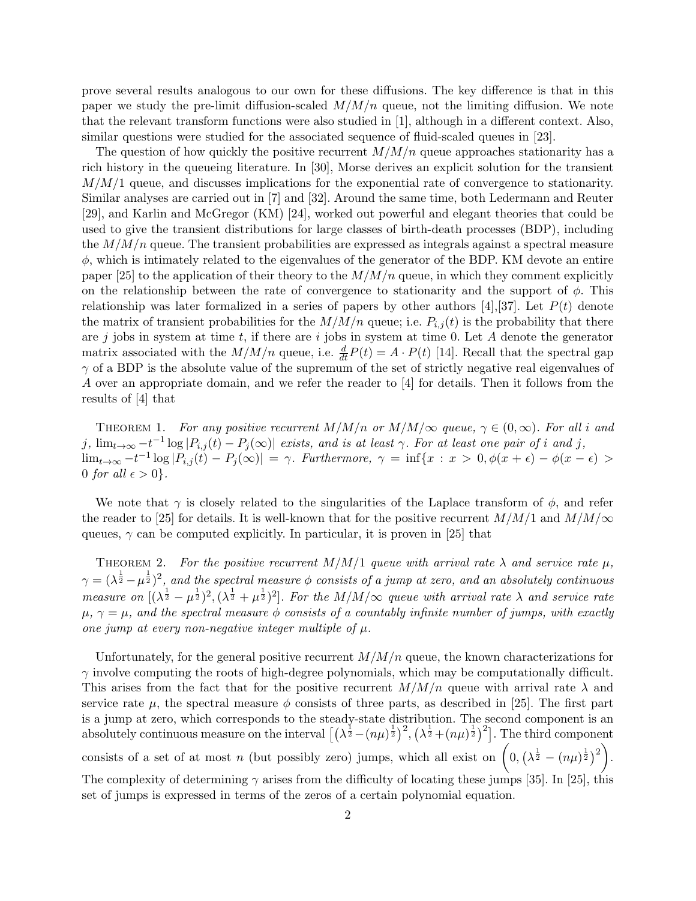prove several results analogous to our own for these diffusions. The key difference is that in this paper we study the pre-limit diffusion-scaled $M/M/n$ queue, not the limiting diffusion. We note that the relevant transform functions were also studied in [1], although in a different context. Also, similar questions were studied for the associated sequence of fluid-scaled queues in [23].

The question of how quickly the positive recurrent $M/M/n$ queue approaches stationarity has a rich history in the queueing literature. In [30], Morse derives an explicit solution for the transient $M/M/1$ queue, and discusses implications for the exponential rate of convergence to stationarity. Similar analyses are carried out in [7] and [32]. Around the same time, both Ledermann and Reuter [29], and Karlin and McGregor (KM) [24], worked out powerful and elegant theories that could be used to give the transient distributions for large classes of birth-death processes (BDP), including the $M/M/n$ queue. The transient probabilities are expressed as integrals against a spectral measure $\phi$, which is intimately related to the eigenvalues of the generator of the BDP. KM devote an entire paper [25] to the application of their theory to the $M/M/n$ queue, in which they comment explicitly on the relationship between the rate of convergence to stationarity and the support of $\phi$. This relationship was later formalized in a series of papers by other authors [4],[37]. Let $P(t)$ denote the matrix of transient probabilities for the $M/M/n$ queue; i.e. $P_{i,j}(t)$ is the probability that there are $j$ jobs in system at time $t$, if there are $i$ jobs in system at time 0. Let $A$ denote the generator matrix associated with the $M/M/n$ queue, i.e. $\frac{d}{dt}P(t) = A \cdot P(t)$ [14]. Recall that the spectral gap $\gamma$ of a BDP is the absolute value of the supremum of the set of strictly negative real eigenvalues of $A$ over an appropriate domain, and we refer the reader to [4] for details. Then it follows from the results of [4] that

Theorem 1. *For any positive recurrent $M/M/n$ or $M/M/\infty$ queue, $\gamma \in (0, \infty)$. For all $i$ and $j$, $\lim_{t\to\infty} -t^{-1} \log |P_{i,j}(t) - P_j(\infty)|$ exists, and is at least $\gamma$. For at least one pair of $i$ and $j$, $\lim_{t\to\infty} -t^{-1} \log |P_{i,j}(t) - P_j(\infty)| = \gamma$. Furthermore, $\gamma = \inf\{x : x > 0, \phi(x+\epsilon) - \phi(x-\epsilon) > 0 \text{ for all } \epsilon > 0\}$.*

We note that $\gamma$ is closely related to the singularities of the Laplace transform of $\phi$, and refer the reader to [25] for details. It is well-known that for the positive recurrent $M/M/1$ and $M/M/\infty$ queues, $\gamma$ can be computed explicitly. In particular, it is proven in [25] that

Theorem 2. *For the positive recurrent $M/M/1$ queue with arrival rate $\lambda$ and service rate $\mu$, $\gamma = (\lambda^{\frac{1}{2}} - \mu^{\frac{1}{2}})^2$, and the spectral measure $\phi$ consists of a jump at zero, and an absolutely continuous measure on $[(\lambda^{\frac{1}{2}} - \mu^{\frac{1}{2}})^2, (\lambda^{\frac{1}{2}} + \mu^{\frac{1}{2}})^2]$. For the $M/M/\infty$ queue with arrival rate $\lambda$ and service rate $\mu$, $\gamma = \mu$, and the spectral measure $\phi$ consists of a countably infinite number of jumps, with exactly one jump at every non-negative integer multiple of $\mu$.*

Unfortunately, for the general positive recurrent $M/M/n$ queue, the known characterizations for $\gamma$ involve computing the roots of high-degree polynomials, which may be computationally difficult. This arises from the fact that for the positive recurrent $M/M/n$ queue with arrival rate $\lambda$ and service rate $\mu$, the spectral measure $\phi$ consists of three parts, as described in [25]. The first part is a jump at zero, which corresponds to the steady-state distribution. The second component is an absolutely continuous measure on the interval $\left[\left(\lambda^{\frac{1}{2}} - (n\mu)^{\frac{1}{2}}\right)^2, \left(\lambda^{\frac{1}{2}} + (n\mu)^{\frac{1}{2}}\right)^2\right]$. The third component consists of a set of at most $n$ (but possibly zero) jumps, which all exist on $\left(0, \left(\lambda^{\frac{1}{2}} - (n\mu)^{\frac{1}{2}}\right)^2\right)$. The complexity of determining $\gamma$ arises from the difficulty of locating these jumps [35]. In [25], this set of jumps is expressed in terms of the zeros of a certain polynomial equation.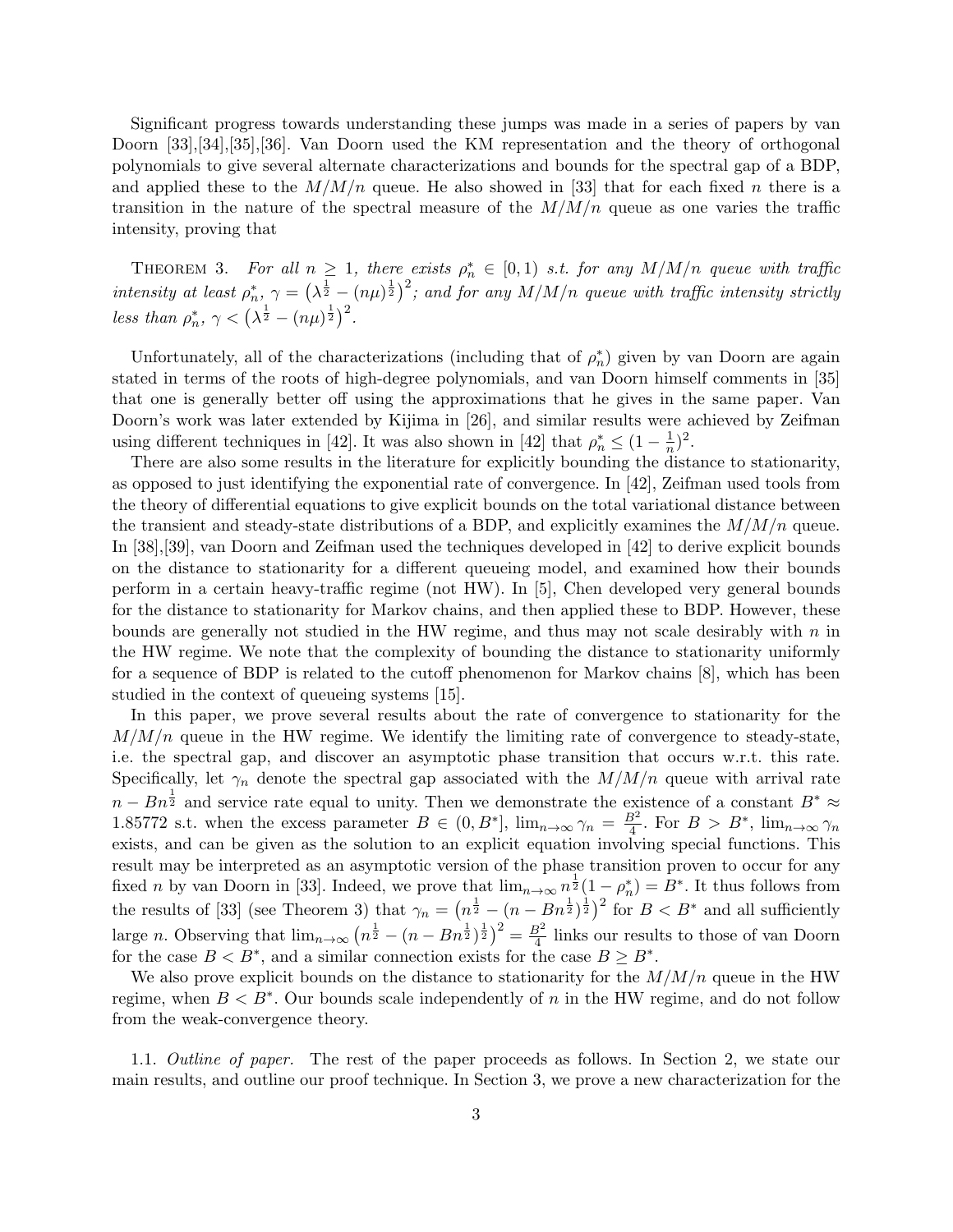Significant progress towards understanding these jumps was made in a series of papers by van Doorn [33],[34],[35],[36]. Van Doorn used the KM representation and the theory of orthogonal polynomials to give several alternate characterizations and bounds for the spectral gap of a BDP, and applied these to the $M/M/n$ queue. He also showed in [33] that for each fixed $n$ there is a transition in the nature of the spectral measure of the $M/M/n$ queue as one varies the traffic intensity, proving that

THEOREM 3. *For all $n \geq 1$, there exists $\rho_n^* \in [0, 1)$ s.t. for any $M/M/n$ queue with traffic intensity at least $\rho_n^*$, $\gamma = \big(\lambda^{\frac{1}{2}} - (n\mu)^{\frac{1}{2}}\big)^2$; and for any $M/M/n$ queue with traffic intensity strictly less than $\rho_n^*$, $\gamma < \big(\lambda^{\frac{1}{2}} - (n\mu)^{\frac{1}{2}}\big)^2$.*

Unfortunately, all of the characterizations (including that of $\rho_n^*$) given by van Doorn are again stated in terms of the roots of high-degree polynomials, and van Doorn himself comments in [35] that one is generally better off using the approximations that he gives in the same paper. Van Doorn's work was later extended by Kijima in [26], and similar results were achieved by Zeifman using different techniques in [42]. It was also shown in [42] that $\rho_n^* \leq (1 - \frac{1}{n})^2$.

There are also some results in the literature for explicitly bounding the distance to stationarity, as opposed to just identifying the exponential rate of convergence. In [42], Zeifman used tools from the theory of differential equations to give explicit bounds on the total variational distance between the transient and steady-state distributions of a BDP, and explicitly examines the $M/M/n$ queue. In [38],[39], van Doorn and Zeifman used the techniques developed in [42] to derive explicit bounds on the distance to stationarity for a different queueing model, and examined how their bounds perform in a certain heavy-traffic regime (not HW). In [5], Chen developed very general bounds for the distance to stationarity for Markov chains, and then applied these to BDP. However, these bounds are generally not studied in the HW regime, and thus may not scale desirably with $n$ in the HW regime. We note that the complexity of bounding the distance to stationarity uniformly for a sequence of BDP is related to the cutoff phenomenon for Markov chains [8], which has been studied in the context of queueing systems [15].

In this paper, we prove several results about the rate of convergence to stationarity for the $M/M/n$ queue in the HW regime. We identify the limiting rate of convergence to steady-state, i.e. the spectral gap, and discover an asymptotic phase transition that occurs w.r.t. this rate. Specifically, let $\gamma_n$ denote the spectral gap associated with the $M/M/n$ queue with arrival rate $n - Bn^{\frac{1}{2}}$ and service rate equal to unity. Then we demonstrate the existence of a constant $B^* \approx 1.85772$ s.t. when the excess parameter $B \in (0, B^*]$, $\lim_{n\to\infty} \gamma_n = \frac{B^2}{4}$. For $B > B^*$, $\lim_{n\to\infty} \gamma_n$ exists, and can be given as the solution to an explicit equation involving special functions. This result may be interpreted as an asymptotic version of the phase transition proven to occur for any fixed $n$ by van Doorn in [33]. Indeed, we prove that $\lim_{n\to\infty} n^{\frac{1}{2}}(1 - \rho_n^*) = B^*$. It thus follows from the results of [33] (see Theorem 3) that $\gamma_n = \big(n^{\frac{1}{2}} - (n - Bn^{\frac{1}{2}})^{\frac{1}{2}}\big)^2$ for $B < B^*$ and all sufficiently large $n$. Observing that $\lim_{n\to\infty} \big(n^{\frac{1}{2}} - (n - Bn^{\frac{1}{2}})^{\frac{1}{2}}\big)^2 = \frac{B^2}{4}$ links our results to those of van Doorn for the case $B < B^*$, and a similar connection exists for the case $B \geq B^*$.

We also prove explicit bounds on the distance to stationarity for the $M/M/n$ queue in the HW regime, when $B < B^*$. Our bounds scale independently of $n$ in the HW regime, and do not follow from the weak-convergence theory.

### 1.1. *Outline of paper.*

The rest of the paper proceeds as follows. In Section 2, we state our main results, and outline our proof technique. In Section 3, we prove a new characterization for the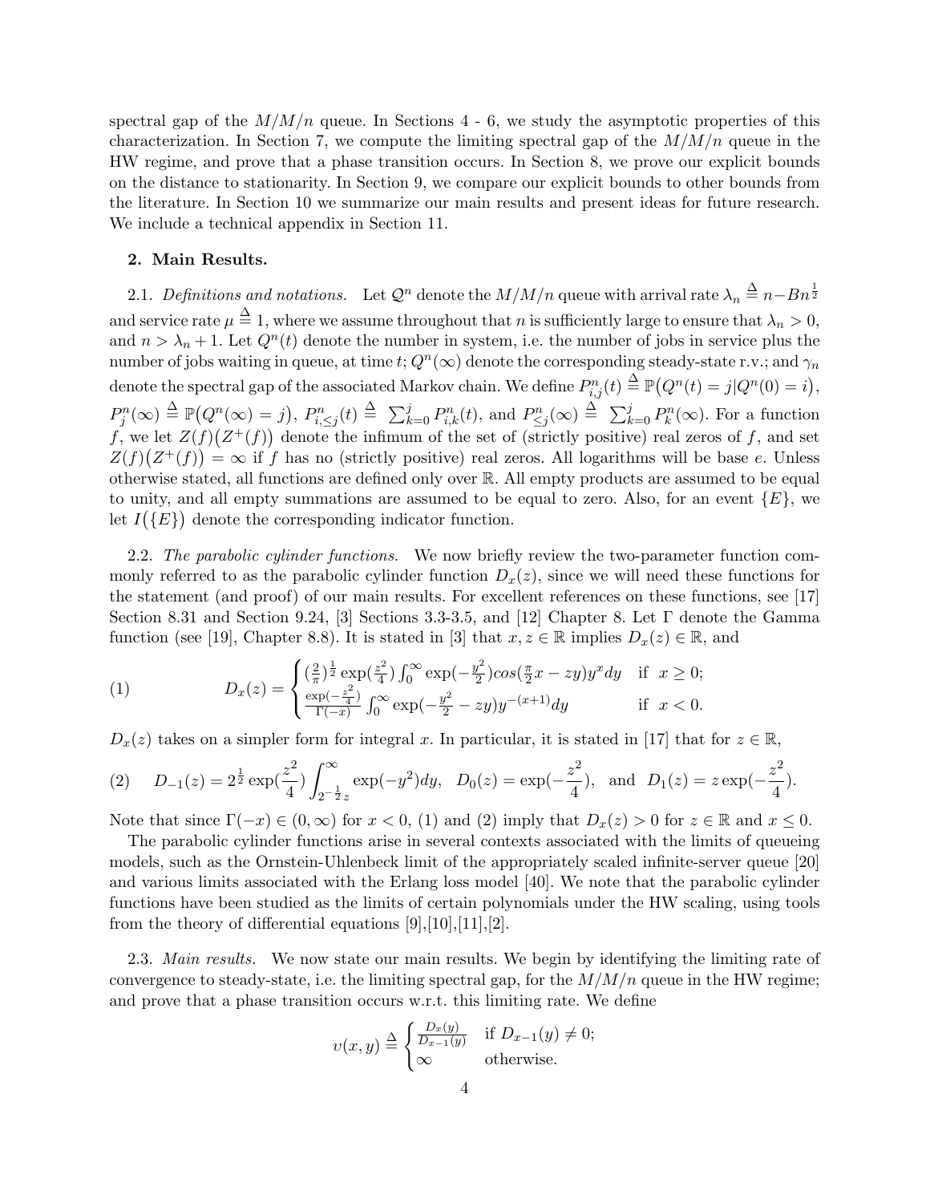spectral gap of the $M/M/n$ queue. In Sections 4 - 6, we study the asymptotic properties of this characterization. In Section 7, we compute the limiting spectral gap of the $M/M/n$ queue in the HW regime, and prove that a phase transition occurs. In Section 8, we prove our explicit bounds on the distance to stationarity. In Section 9, we compare our explicit bounds to other bounds from the literature. In Section 10 we summarize our main results and present ideas for future research. We include a technical appendix in Section 11.

## 2. Main Results.

2.1. *Definitions and notations.* Let $\mathcal{Q}^n$ denote the $M/M/n$ queue with arrival rate $\lambda_n \stackrel{\Delta}{=} n - Bn^{\frac{1}{2}}$ and service rate $\mu \stackrel{\Delta}{=} 1$, where we assume throughout that $n$ is sufficiently large to ensure that $\lambda_n > 0$, and $n > \lambda_n + 1$. Let $Q^n(t)$ denote the number in system, i.e. the number of jobs in service plus the number of jobs waiting in queue, at time $t$; $Q^n(\infty)$ denote the corresponding steady-state r.v.; and $\gamma_n$ denote the spectral gap of the associated Markov chain. We define $P^n_{i,j}(t) \stackrel{\Delta}{=} \mathbb{P}\big(Q^n(t) = j | Q^n(0) = i\big)$, $P^n_j(\infty) \stackrel{\Delta}{=} \mathbb{P}\big(Q^n(\infty) = j\big)$, $P^n_{i,\leq j}(t) \stackrel{\Delta}{=} \sum_{k=0}^{j} P^n_{i,k}(t)$, and $P^n_{\leq j}(\infty) \stackrel{\Delta}{=} \sum_{k=0}^{j} P^n_k(\infty)$. For a function $f$, we let $Z(f)\big(Z^+(f)\big)$ denote the infimum of the set of (strictly positive) real zeros of $f$, and set $Z(f)\big(Z^+(f)\big) = \infty$ if $f$ has no (strictly positive) real zeros. All logarithms will be base $e$. Unless otherwise stated, all functions are defined only over $\mathbb{R}$. All empty products are assumed to be equal to unity, and all empty summations are assumed to be equal to zero. Also, for an event $\{E\}$, we let $I\big(\{E\}\big)$ denote the corresponding indicator function.

2.2. *The parabolic cylinder functions.* We now briefly review the two-parameter function commonly referred to as the parabolic cylinder function $D_x(z)$, since we will need these functions for the statement (and proof) of our main results. For excellent references on these functions, see [17] Section 8.31 and Section 9.24, [3] Sections 3.3-3.5, and [12] Chapter 8. Let $\Gamma$ denote the Gamma function (see [19], Chapter 8.8). It is stated in [3] that $x, z \in \mathbb{R}$ implies $D_x(z) \in \mathbb{R}$, and

$$
D_x(z) = \begin{cases} (\frac{2}{\pi})^{\frac{1}{2}} \exp(\frac{z^2}{4}) \int_0^\infty \exp(-\frac{y^2}{2}) cos(\frac{\pi}{2}x - zy) y^x dy & \text{if } x \geq 0; \\ \frac{\exp(-\frac{z^2}{4})}{\Gamma(-x)} \int_0^\infty \exp(-\frac{y^2}{2} - zy) y^{-(x+1)} dy & \text{if } x < 0. \end{cases} \tag{1}
$$

$D_x(z)$ takes on a simpler form for integral $x$. In particular, it is stated in [17] that for $z \in \mathbb{R}$,

$$
D_{-1}(z) = 2^{\frac{1}{2}} \exp(\frac{z^2}{4}) \int_{2^{-\frac{1}{2}}z}^{\infty} \exp(-y^2) dy, \quad D_0(z) = \exp(-\frac{z^2}{4}), \quad \text{and} \quad D_1(z) = z \exp(-\frac{z^2}{4}). \tag{2}
$$

Note that since $\Gamma(-x) \in (0, \infty)$ for $x < 0$, (1) and (2) imply that $D_x(z) > 0$ for $z \in \mathbb{R}$ and $x \leq 0$.

The parabolic cylinder functions arise in several contexts associated with the limits of queueing models, such as the Ornstein-Uhlenbeck limit of the appropriately scaled infinite-server queue [20] and various limits associated with the Erlang loss model [40]. We note that the parabolic cylinder functions have been studied as the limits of certain polynomials under the HW scaling, using tools from the theory of differential equations [9],[10],[11],[2].

2.3. *Main results.* We now state our main results. We begin by identifying the limiting rate of convergence to steady-state, i.e. the limiting spectral gap, for the $M/M/n$ queue in the HW regime; and prove that a phase transition occurs w.r.t. this limiting rate. We define

$$
\upsilon(x, y) \stackrel{\Delta}{=} \begin{cases} \frac{D_x(y)}{D_{x-1}(y)} & \text{if } D_{x-1}(y) \neq 0; \\ \infty & \text{otherwise.} \end{cases}
$$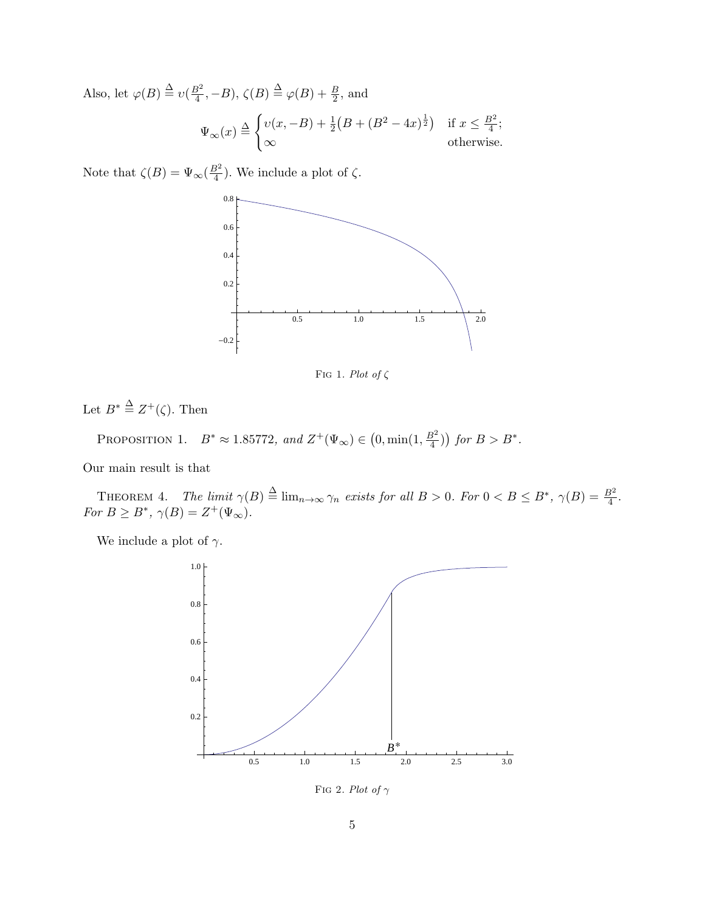Also, let $\varphi(B) \triangleq \upsilon(\frac{B^2}{4}, -B)$, $\zeta(B) \triangleq \varphi(B) + \frac{B}{2}$, and

$$\Psi_\infty(x) \triangleq \begin{cases} \upsilon(x, -B) + \frac{1}{2}\big(B + (B^2 - 4x)^{\frac{1}{2}}\big) & \text{if } x \leq \frac{B^2}{4}; \\ \infty & \text{otherwise.} \end{cases}$$

Note that $\zeta(B) = \Psi_\infty(\frac{B^2}{4})$. We include a plot of $\zeta$.

FIG 1. *Plot of* $\zeta$

Let $B^* \triangleq Z^+(\zeta)$. Then

PROPOSITION 1. *$B^* \approx 1.85772$, and $Z^+(\Psi_\infty) \in \big(0, \min(1, \frac{B^2}{4})\big)$ for $B > B^*$.*

Our main result is that

THEOREM 4. *The limit $\gamma(B) \triangleq \lim_{n\to\infty} \gamma_n$ exists for all $B > 0$. For $0 < B \leq B^*$, $\gamma(B) = \frac{B^2}{4}$. For $B \geq B^*$, $\gamma(B) = Z^+(\Psi_\infty)$.*

We include a plot of $\gamma$.

FIG 2. *Plot of* $\gamma$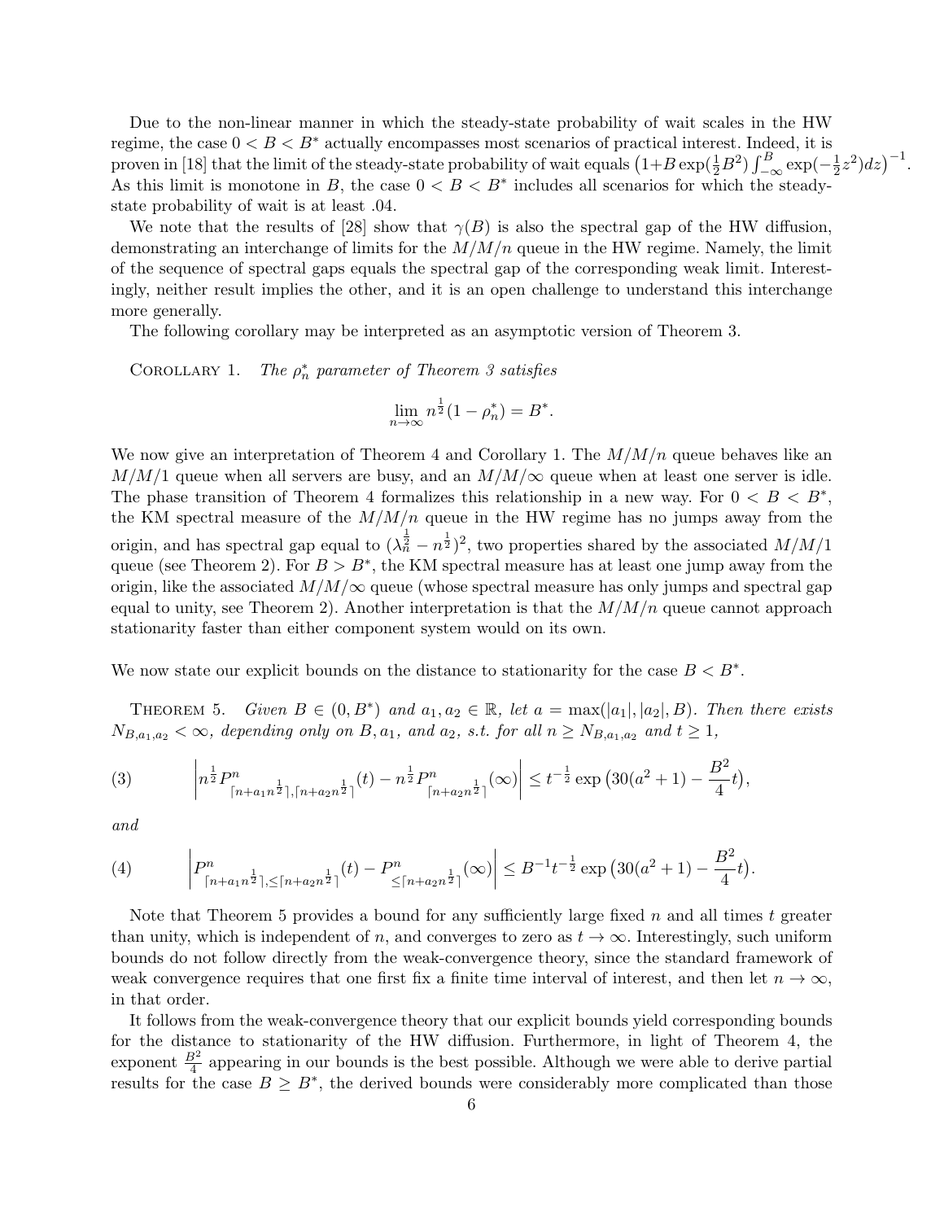Due to the non-linear manner in which the steady-state probability of wait scales in the HW regime, the case $0 < B < B^*$ actually encompasses most scenarios of practical interest. Indeed, it is proven in [18] that the limit of the steady-state probability of wait equals $\big(1+B\exp(\frac{1}{2}B^2)\int_{-\infty}^{B}\exp(-\frac{1}{2}z^2)dz\big)^{-1}$. As this limit is monotone in $B$, the case $0 < B < B^*$ includes all scenarios for which the steady-state probability of wait is at least .04.

We note that the results of [28] show that $\gamma(B)$ is also the spectral gap of the HW diffusion, demonstrating an interchange of limits for the $M/M/n$ queue in the HW regime. Namely, the limit of the sequence of spectral gaps equals the spectral gap of the corresponding weak limit. Interestingly, neither result implies the other, and it is an open challenge to understand this interchange more generally.

The following corollary may be interpreted as an asymptotic version of Theorem 3.

Corollary 1. *The $\rho_n^*$ parameter of Theorem 3 satisfies*

$$\lim_{n\to\infty} n^{\frac{1}{2}}(1-\rho_n^*) = B^*.$$

We now give an interpretation of Theorem 4 and Corollary 1. The $M/M/n$ queue behaves like an $M/M/1$ queue when all servers are busy, and an $M/M/\infty$ queue when at least one server is idle. The phase transition of Theorem 4 formalizes this relationship in a new way. For $0 < B < B^*$, the KM spectral measure of the $M/M/n$ queue in the HW regime has no jumps away from the origin, and has spectral gap equal to $(\lambda_n^{\frac{1}{2}} - n^{\frac{1}{2}})^2$, two properties shared by the associated $M/M/1$ queue (see Theorem 2). For $B > B^*$, the KM spectral measure has at least one jump away from the origin, like the associated $M/M/\infty$ queue (whose spectral measure has only jumps and spectral gap equal to unity, see Theorem 2). Another interpretation is that the $M/M/n$ queue cannot approach stationarity faster than either component system would on its own.

We now state our explicit bounds on the distance to stationarity for the case $B < B^*$.

Theorem 5. *Given $B \in (0, B^*)$ and $a_1, a_2 \in \mathbb{R}$, let $a = \max(|a_1|, |a_2|, B)$. Then there exists $N_{B,a_1,a_2} < \infty$, depending only on $B, a_1$, and $a_2$, s.t. for all $n \geq N_{B,a_1,a_2}$ and $t \geq 1$,*

$$\Big| n^{\frac{1}{2}} P^n_{\lceil n+a_1 n^{\frac{1}{2}}\rceil,\lceil n+a_2 n^{\frac{1}{2}}\rceil}(t) - n^{\frac{1}{2}} P^n_{\lceil n+a_2 n^{\frac{1}{2}}\rceil}(\infty)\Big| \leq t^{-\frac{1}{2}}\exp\big(30(a^2+1) - \frac{B^2}{4}t\big), \tag{3}$$

*and*

$$\Big| P^n_{\lceil n+a_1 n^{\frac{1}{2}}\rceil,\leq\lceil n+a_2 n^{\frac{1}{2}}\rceil}(t) - P^n_{\leq\lceil n+a_2 n^{\frac{1}{2}}\rceil}(\infty)\Big| \leq B^{-1}t^{-\frac{1}{2}}\exp\big(30(a^2+1) - \frac{B^2}{4}t\big). \tag{4}$$

Note that Theorem 5 provides a bound for any sufficiently large fixed $n$ and all times $t$ greater than unity, which is independent of $n$, and converges to zero as $t \to \infty$. Interestingly, such uniform bounds do not follow directly from the weak-convergence theory, since the standard framework of weak convergence requires that one first fix a finite time interval of interest, and then let $n \to \infty$, in that order.

It follows from the weak-convergence theory that our explicit bounds yield corresponding bounds for the distance to stationarity of the HW diffusion. Furthermore, in light of Theorem 4, the exponent $\frac{B^2}{4}$ appearing in our bounds is the best possible. Although we were able to derive partial results for the case $B \geq B^*$, the derived bounds were considerably more complicated than those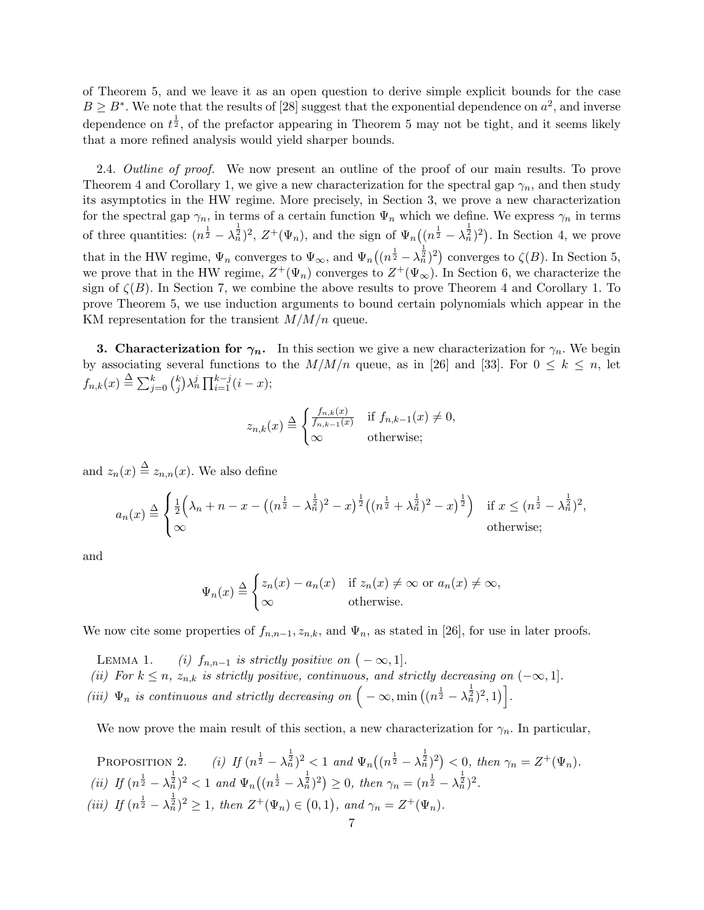of Theorem 5, and we leave it as an open question to derive simple explicit bounds for the case $B \geq B^*$. We note that the results of [28] suggest that the exponential dependence on $a^2$, and inverse dependence on $t^{\frac{1}{2}}$, of the prefactor appearing in Theorem 5 may not be tight, and it seems likely that a more refined analysis would yield sharper bounds.

2.4. *Outline of proof.* We now present an outline of the proof of our main results. To prove Theorem 4 and Corollary 1, we give a new characterization for the spectral gap $\gamma_n$, and then study its asymptotics in the HW regime. More precisely, in Section 3, we prove a new characterization for the spectral gap $\gamma_n$, in terms of a certain function $\Psi_n$ which we define. We express $\gamma_n$ in terms of three quantities: $(n^{\frac{1}{2}} - \lambda_n^{\frac{1}{2}})^2$, $Z^+(\Psi_n)$, and the sign of $\Psi_n\big((n^{\frac{1}{2}} - \lambda_n^{\frac{1}{2}})^2\big)$. In Section 4, we prove that in the HW regime, $\Psi_n$ converges to $\Psi_\infty$, and $\Psi_n\big((n^{\frac{1}{2}} - \lambda_n^{\frac{1}{2}})^2\big)$ converges to $\zeta(B)$. In Section 5, we prove that in the HW regime, $Z^+(\Psi_n)$ converges to $Z^+(\Psi_\infty)$. In Section 6, we characterize the sign of $\zeta(B)$. In Section 7, we combine the above results to prove Theorem 4 and Corollary 1. To prove Theorem 5, we use induction arguments to bound certain polynomials which appear in the KM representation for the transient $M/M/n$ queue.

## 3. Characterization for $\gamma_n$.

In this section we give a new characterization for $\gamma_n$. We begin by associating several functions to the $M/M/n$ queue, as in [26] and [33]. For $0 \leq k \leq n$, let $f_{n,k}(x) \triangleq \sum_{j=0}^{k} \binom{k}{j} \lambda_n^j \prod_{i=1}^{k-j}(i - x)$;

$$z_{n,k}(x) \triangleq \begin{cases} \frac{f_{n,k}(x)}{f_{n,k-1}(x)} & \text{if } f_{n,k-1}(x) \neq 0, \\ \infty & \text{otherwise;} \end{cases}$$

and $z_n(x) \triangleq z_{n,n}(x)$. We also define

$$a_n(x) \triangleq \begin{cases} \frac{1}{2}\Big(\lambda_n + n - x - \big((n^{\frac{1}{2}} - \lambda_n^{\frac{1}{2}})^2 - x\big)^{\frac{1}{2}}\big((n^{\frac{1}{2}} + \lambda_n^{\frac{1}{2}})^2 - x\big)^{\frac{1}{2}}\Big) & \text{if } x \leq (n^{\frac{1}{2}} - \lambda_n^{\frac{1}{2}})^2, \\ \infty & \text{otherwise;} \end{cases}$$

and

$$\Psi_n(x) \triangleq \begin{cases} z_n(x) - a_n(x) & \text{if } z_n(x) \neq \infty \text{ or } a_n(x) \neq \infty, \\ \infty & \text{otherwise.} \end{cases}$$

We now cite some properties of $f_{n,n-1}, z_{n,k}$, and $\Psi_n$, as stated in [26], for use in later proofs.

Lemma 1. *(i) $f_{n,n-1}$ is strictly positive on $\big(-\infty, 1\big]$.*
*(ii) For $k \leq n$, $z_{n,k}$ is strictly positive, continuous, and strictly decreasing on $(-\infty, 1]$.*
*(iii) $\Psi_n$ is continuous and strictly decreasing on $\Big(-\infty, \min\big((n^{\frac{1}{2}} - \lambda_n^{\frac{1}{2}})^2, 1\big)\Big]$.*

We now prove the main result of this section, a new characterization for $\gamma_n$. In particular,

Proposition 2. *(i) If $(n^{\frac{1}{2}} - \lambda_n^{\frac{1}{2}})^2 < 1$ and $\Psi_n\big((n^{\frac{1}{2}} - \lambda_n^{\frac{1}{2}})^2\big) < 0$, then $\gamma_n = Z^+(\Psi_n)$.*
*(ii) If $(n^{\frac{1}{2}} - \lambda_n^{\frac{1}{2}})^2 < 1$ and $\Psi_n\big((n^{\frac{1}{2}} - \lambda_n^{\frac{1}{2}})^2\big) \geq 0$, then $\gamma_n = (n^{\frac{1}{2}} - \lambda_n^{\frac{1}{2}})^2$.*
*(iii) If $(n^{\frac{1}{2}} - \lambda_n^{\frac{1}{2}})^2 \geq 1$, then $Z^+(\Psi_n) \in \big(0, 1\big)$, and $\gamma_n = Z^+(\Psi_n)$.*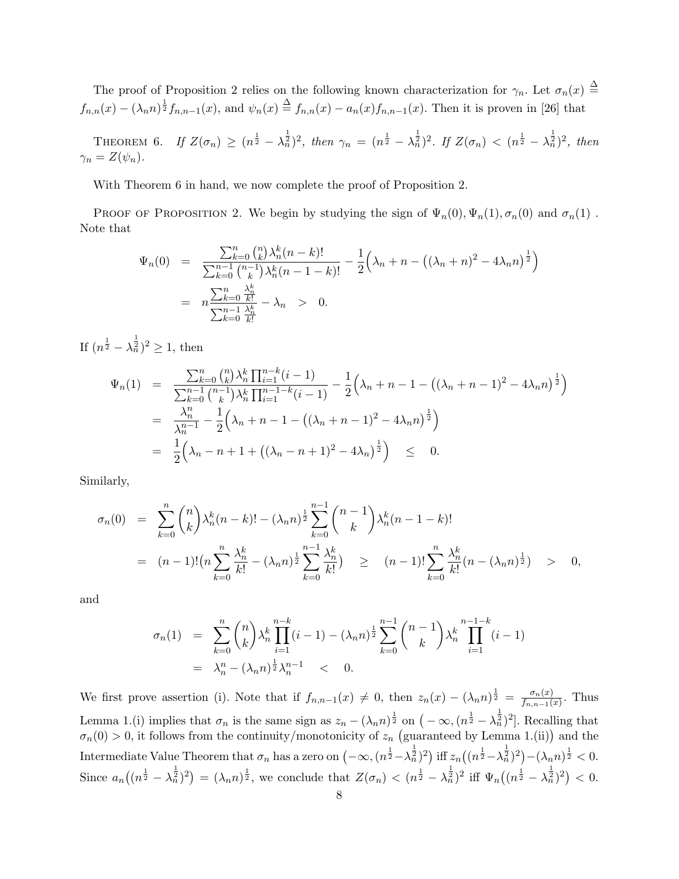The proof of Proposition 2 relies on the following known characterization for $\gamma_n$. Let $\sigma_n(x) \triangleq f_{n,n}(x) - (\lambda_n n)^{\frac{1}{2}} f_{n,n-1}(x)$, and $\psi_n(x) \triangleq f_{n,n}(x) - a_n(x) f_{n,n-1}(x)$. Then it is proven in [26] that

THEOREM 6. *If $Z(\sigma_n) \geq (n^{\frac{1}{2}} - \lambda_n^{\frac{1}{2}})^2$, then $\gamma_n = (n^{\frac{1}{2}} - \lambda_n^{\frac{1}{2}})^2$. If $Z(\sigma_n) < (n^{\frac{1}{2}} - \lambda_n^{\frac{1}{2}})^2$, then $\gamma_n = Z(\psi_n)$.*

With Theorem 6 in hand, we now complete the proof of Proposition 2.

PROOF OF PROPOSITION 2. We begin by studying the sign of $\Psi_n(0), \Psi_n(1), \sigma_n(0)$ and $\sigma_n(1)$ . Note that

$$
\begin{aligned}
\Psi_n(0) &= \frac{\sum_{k=0}^{n} \binom{n}{k} \lambda_n^k (n-k)!}{\sum_{k=0}^{n-1} \binom{n-1}{k} \lambda_n^k (n-1-k)!} - \frac{1}{2}\Big(\lambda_n + n - \big((\lambda_n + n)^2 - 4\lambda_n n\big)^{\frac{1}{2}}\Big) \\
&= n \frac{\sum_{k=0}^{n} \frac{\lambda_n^k}{k!}}{\sum_{k=0}^{n-1} \frac{\lambda_n^k}{k!}} - \lambda_n \quad > \quad 0.
\end{aligned}
$$

If $(n^{\frac{1}{2}} - \lambda_n^{\frac{1}{2}})^2 \geq 1$, then

$$
\begin{aligned}
\Psi_n(1) &= \frac{\sum_{k=0}^{n} \binom{n}{k} \lambda_n^k \prod_{i=1}^{n-k}(i-1)}{\sum_{k=0}^{n-1} \binom{n-1}{k} \lambda_n^k \prod_{i=1}^{n-1-k}(i-1)} - \frac{1}{2}\Big(\lambda_n + n - 1 - \big((\lambda_n + n - 1)^2 - 4\lambda_n n\big)^{\frac{1}{2}}\Big) \\
&= \frac{\lambda_n^n}{\lambda_n^{n-1}} - \frac{1}{2}\Big(\lambda_n + n - 1 - \big((\lambda_n + n - 1)^2 - 4\lambda_n n\big)^{\frac{1}{2}}\Big) \\
&= \frac{1}{2}\Big(\lambda_n - n + 1 + \big((\lambda_n - n + 1)^2 - 4\lambda_n\big)^{\frac{1}{2}}\Big) \quad \leq \quad 0.
\end{aligned}
$$

Similarly,

$$
\begin{aligned}
\sigma_n(0) &= \sum_{k=0}^{n} \binom{n}{k} \lambda_n^k (n-k)! - (\lambda_n n)^{\frac{1}{2}} \sum_{k=0}^{n-1} \binom{n-1}{k} \lambda_n^k (n-1-k)! \\
&= (n-1)!\big(n \sum_{k=0}^{n} \frac{\lambda_n^k}{k!} - (\lambda_n n)^{\frac{1}{2}} \sum_{k=0}^{n-1} \frac{\lambda_n^k}{k!}\big) \quad \geq \quad (n-1)! \sum_{k=0}^{n} \frac{\lambda_n^k}{k!}\big(n - (\lambda_n n)^{\frac{1}{2}}\big) \quad > \quad 0,
\end{aligned}
$$

and

$$
\begin{aligned}
\sigma_n(1) &= \sum_{k=0}^{n} \binom{n}{k} \lambda_n^k \prod_{i=1}^{n-k}(i-1) - (\lambda_n n)^{\frac{1}{2}} \sum_{k=0}^{n-1} \binom{n-1}{k} \lambda_n^k \prod_{i=1}^{n-1-k}(i-1) \\
&= \lambda_n^n - (\lambda_n n)^{\frac{1}{2}} \lambda_n^{n-1} \quad < \quad 0.
\end{aligned}
$$

We first prove assertion (i). Note that if $f_{n,n-1}(x) \neq 0$, then $z_n(x) - (\lambda_n n)^{\frac{1}{2}} = \frac{\sigma_n(x)}{f_{n,n-1}(x)}$. Thus Lemma 1.(i) implies that $\sigma_n$ is the same sign as $z_n - (\lambda_n n)^{\frac{1}{2}}$ on $\big(-\infty, (n^{\frac{1}{2}} - \lambda_n^{\frac{1}{2}})^2\big]$. Recalling that $\sigma_n(0) > 0$, it follows from the continuity/monotonicity of $z_n$ $\big($guaranteed by Lemma 1.(ii)$\big)$ and the Intermediate Value Theorem that $\sigma_n$ has a zero on $\big(-\infty, (n^{\frac{1}{2}} - \lambda_n^{\frac{1}{2}})^2\big)$ iff $z_n\big((n^{\frac{1}{2}} - \lambda_n^{\frac{1}{2}})^2\big) - (\lambda_n n)^{\frac{1}{2}} < 0$. Since $a_n\big((n^{\frac{1}{2}} - \lambda_n^{\frac{1}{2}})^2\big) = (\lambda_n n)^{\frac{1}{2}}$, we conclude that $Z(\sigma_n) < (n^{\frac{1}{2}} - \lambda_n^{\frac{1}{2}})^2$ iff $\Psi_n\big((n^{\frac{1}{2}} - \lambda_n^{\frac{1}{2}})^2\big) < 0$.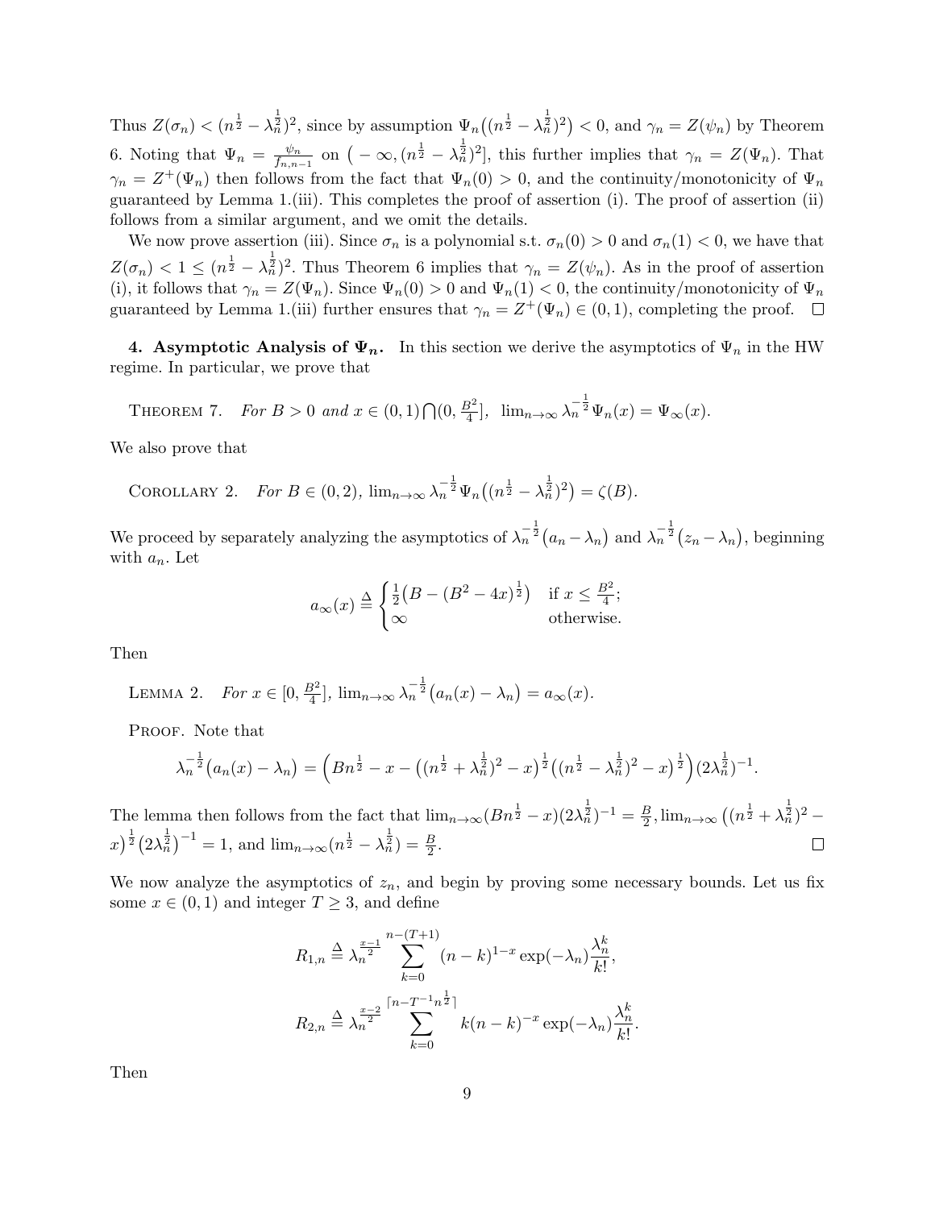Thus $Z(\sigma_n) < (n^{\frac{1}{2}} - \lambda_n^{\frac{1}{2}})^2$, since by assumption $\Psi_n\big((n^{\frac{1}{2}} - \lambda_n^{\frac{1}{2}})^2\big) < 0$, and $\gamma_n = Z(\psi_n)$ by Theorem 6. Noting that $\Psi_n = \frac{\psi_n}{f_{n,n-1}}$ on $\big(-\infty, (n^{\frac{1}{2}} - \lambda_n^{\frac{1}{2}})^2\big]$, this further implies that $\gamma_n = Z(\Psi_n)$. That $\gamma_n = Z^+(\Psi_n)$ then follows from the fact that $\Psi_n(0) > 0$, and the continuity/monotonicity of $\Psi_n$ guaranteed by Lemma 1.(iii). This completes the proof of assertion (i). The proof of assertion (ii) follows from a similar argument, and we omit the details.

We now prove assertion (iii). Since $\sigma_n$ is a polynomial s.t. $\sigma_n(0) > 0$ and $\sigma_n(1) < 0$, we have that $Z(\sigma_n) < 1 \leq (n^{\frac{1}{2}} - \lambda_n^{\frac{1}{2}})^2$. Thus Theorem 6 implies that $\gamma_n = Z(\psi_n)$. As in the proof of assertion (i), it follows that $\gamma_n = Z(\Psi_n)$. Since $\Psi_n(0) > 0$ and $\Psi_n(1) < 0$, the continuity/monotonicity of $\Psi_n$ guaranteed by Lemma 1.(iii) further ensures that $\gamma_n = Z^+(\Psi_n) \in (0,1)$, completing the proof. $\square$

**4. Asymptotic Analysis of $\Psi_n$.** In this section we derive the asymptotics of $\Psi_n$ in the HW regime. In particular, we prove that

THEOREM 7. *For $B > 0$ and $x \in (0,1) \bigcap (0, \frac{B^2}{4}]$, $\lim_{n\to\infty} \lambda_n^{-\frac{1}{2}} \Psi_n(x) = \Psi_\infty(x)$.*

We also prove that

COROLLARY 2. *For $B \in (0,2)$, $\lim_{n\to\infty} \lambda_n^{-\frac{1}{2}} \Psi_n\big((n^{\frac{1}{2}} - \lambda_n^{\frac{1}{2}})^2\big) = \zeta(B)$.*

We proceed by separately analyzing the asymptotics of $\lambda_n^{-\frac{1}{2}}\big(a_n - \lambda_n\big)$ and $\lambda_n^{-\frac{1}{2}}\big(z_n - \lambda_n\big)$, beginning with $a_n$. Let

$$
a_\infty(x) \triangleq \begin{cases} \frac{1}{2}\big(B - (B^2 - 4x)^{\frac{1}{2}}\big) & \text{if } x \leq \frac{B^2}{4}; \\ \infty & \text{otherwise.} \end{cases}
$$

Then

LEMMA 2. *For $x \in [0, \frac{B^2}{4}]$, $\lim_{n\to\infty} \lambda_n^{-\frac{1}{2}}\big(a_n(x) - \lambda_n\big) = a_\infty(x)$.*

PROOF. Note that

$$
\lambda_n^{-\frac{1}{2}}\big(a_n(x) - \lambda_n\big) = \Big(Bn^{\frac{1}{2}} - x - \big((n^{\frac{1}{2}} + \lambda_n^{\frac{1}{2}})^2 - x\big)^{\frac{1}{2}}\big((n^{\frac{1}{2}} - \lambda_n^{\frac{1}{2}})^2 - x\big)^{\frac{1}{2}}\Big)(2\lambda_n^{\frac{1}{2}})^{-1}.
$$

The lemma then follows from the fact that $\lim_{n\to\infty}(Bn^{\frac{1}{2}} - x)(2\lambda_n^{\frac{1}{2}})^{-1} = \frac{B}{2}, \lim_{n\to\infty}\big((n^{\frac{1}{2}} + \lambda_n^{\frac{1}{2}})^2 - x\big)^{\frac{1}{2}}\big(2\lambda_n^{\frac{1}{2}}\big)^{-1} = 1$, and $\lim_{n\to\infty}(n^{\frac{1}{2}} - \lambda_n^{\frac{1}{2}}) = \frac{B}{2}$. $\square$

We now analyze the asymptotics of $z_n$, and begin by proving some necessary bounds. Let us fix some $x \in (0,1)$ and integer $T \geq 3$, and define

$$
R_{1,n} \triangleq \lambda_n^{\frac{x-1}{2}} \sum_{k=0}^{n-(T+1)} (n-k)^{1-x} \exp(-\lambda_n)\frac{\lambda_n^k}{k!},
$$

$$
R_{2,n} \triangleq \lambda_n^{\frac{x-2}{2}} \sum_{k=0}^{\lceil n - T^{-1} n^{\frac{1}{2}} \rceil} k(n-k)^{-x} \exp(-\lambda_n)\frac{\lambda_n^k}{k!}.
$$

Then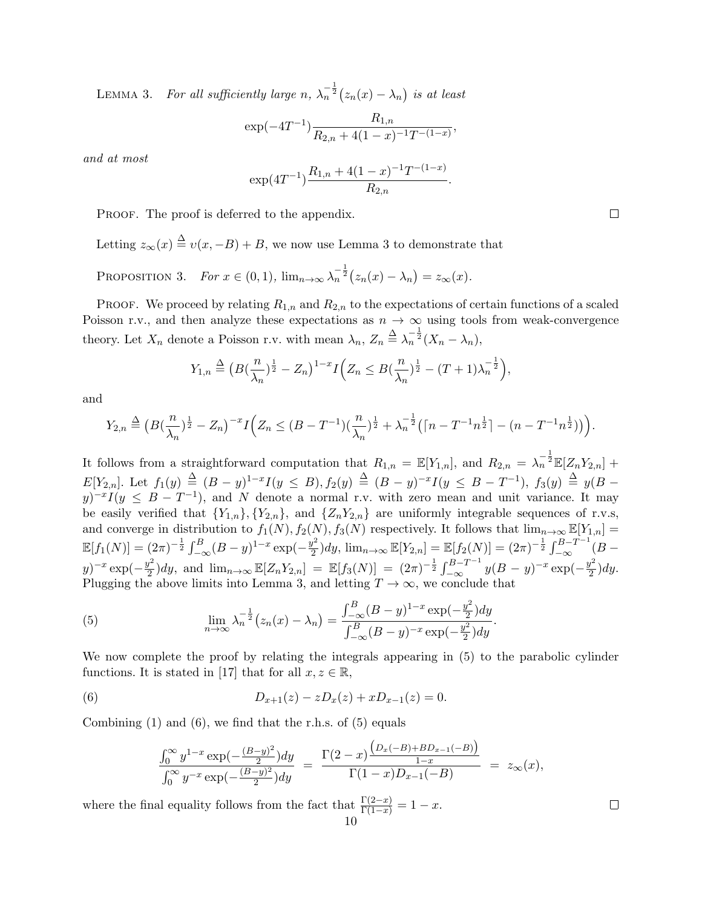Lemma 3. *For all sufficiently large $n$, $\lambda_n^{-\frac{1}{2}}\big(z_n(x) - \lambda_n\big)$ is at least*

$$\exp(-4T^{-1})\frac{R_{1,n}}{R_{2,n} + 4(1-x)^{-1}T^{-(1-x)}},$$

*and at most*

$$\exp(4T^{-1})\frac{R_{1,n} + 4(1-x)^{-1}T^{-(1-x)}}{R_{2,n}}.$$

Proof. The proof is deferred to the appendix. ☐

Letting $z_\infty(x) \triangleq \upsilon(x, -B) + B$, we now use Lemma 3 to demonstrate that

Proposition 3. *For $x \in (0,1)$, $\lim_{n\to\infty} \lambda_n^{-\frac{1}{2}}\big(z_n(x) - \lambda_n\big) = z_\infty(x)$.*

Proof. We proceed by relating $R_{1,n}$ and $R_{2,n}$ to the expectations of certain functions of a scaled Poisson r.v., and then analyze these expectations as $n \to \infty$ using tools from weak-convergence theory. Let $X_n$ denote a Poisson r.v. with mean $\lambda_n$, $Z_n \triangleq \lambda_n^{-\frac{1}{2}}(X_n - \lambda_n)$,

$$Y_{1,n} \triangleq \big(B(\frac{n}{\lambda_n})^{\frac{1}{2}} - Z_n\big)^{1-x} I\Big(Z_n \le B(\frac{n}{\lambda_n})^{\frac{1}{2}} - (T+1)\lambda_n^{-\frac{1}{2}}\Big),$$

and

$$Y_{2,n} \triangleq \big(B(\frac{n}{\lambda_n})^{\frac{1}{2}} - Z_n\big)^{-x} I\Big(Z_n \le (B - T^{-1})(\frac{n}{\lambda_n})^{\frac{1}{2}} + \lambda_n^{-\frac{1}{2}}\big(\lceil n - T^{-1}n^{\frac{1}{2}}\rceil - (n - T^{-1}n^{\frac{1}{2}})\big)\Big).$$

It follows from a straightforward computation that $R_{1,n} = \mathbb{E}[Y_{1,n}]$, and $R_{2,n} = \lambda_n^{-\frac{1}{2}}\mathbb{E}[Z_n Y_{2,n}] + E[Y_{2,n}]$. Let $f_1(y) \triangleq (B-y)^{1-x}I(y \le B), f_2(y) \triangleq (B-y)^{-x}I(y \le B - T^{-1})$, $f_3(y) \triangleq y(B-y)^{-x}I(y \le B - T^{-1})$, and $N$ denote a normal r.v. with zero mean and unit variance. It may be easily verified that $\{Y_{1,n}\}, \{Y_{2,n}\}$, and $\{Z_n Y_{2,n}\}$ are uniformly integrable sequences of r.v.s, and converge in distribution to $f_1(N), f_2(N), f_3(N)$ respectively. It follows that $\lim_{n\to\infty}\mathbb{E}[Y_{1,n}] = \mathbb{E}[f_1(N)] = (2\pi)^{-\frac{1}{2}}\int_{-\infty}^{B}(B-y)^{1-x}\exp(-\frac{y^2}{2})dy$, $\lim_{n\to\infty}\mathbb{E}[Y_{2,n}] = \mathbb{E}[f_2(N)] = (2\pi)^{-\frac{1}{2}}\int_{-\infty}^{B-T^{-1}}(B-y)^{-x}\exp(-\frac{y^2}{2})dy$, and $\lim_{n\to\infty}\mathbb{E}[Z_n Y_{2,n}] = \mathbb{E}[f_3(N)] = (2\pi)^{-\frac{1}{2}}\int_{-\infty}^{B-T^{-1}} y(B-y)^{-x}\exp(-\frac{y^2}{2})dy$. Plugging the above limits into Lemma 3, and letting $T \to \infty$, we conclude that

$$\lim_{n\to\infty}\lambda_n^{-\frac{1}{2}}\big(z_n(x) - \lambda_n\big) = \frac{\int_{-\infty}^{B}(B-y)^{1-x}\exp(-\frac{y^2}{2})dy}{\int_{-\infty}^{B}(B-y)^{-x}\exp(-\frac{y^2}{2})dy}. \tag{5}$$

We now complete the proof by relating the integrals appearing in (5) to the parabolic cylinder functions. It is stated in [17] that for all $x, z \in \mathbb{R}$,

$$D_{x+1}(z) - zD_x(z) + xD_{x-1}(z) = 0. \tag{6}$$

Combining (1) and (6), we find that the r.h.s. of (5) equals

$$\frac{\int_0^\infty y^{1-x}\exp(-\frac{(B-y)^2}{2})dy}{\int_0^\infty y^{-x}\exp(-\frac{(B-y)^2}{2})dy} = \frac{\Gamma(2-x)\frac{\big(D_x(-B) + BD_{x-1}(-B)\big)}{1-x}}{\Gamma(1-x)D_{x-1}(-B)} = z_\infty(x),$$

where the final equality follows from the fact that $\frac{\Gamma(2-x)}{\Gamma(1-x)} = 1 - x$. ☐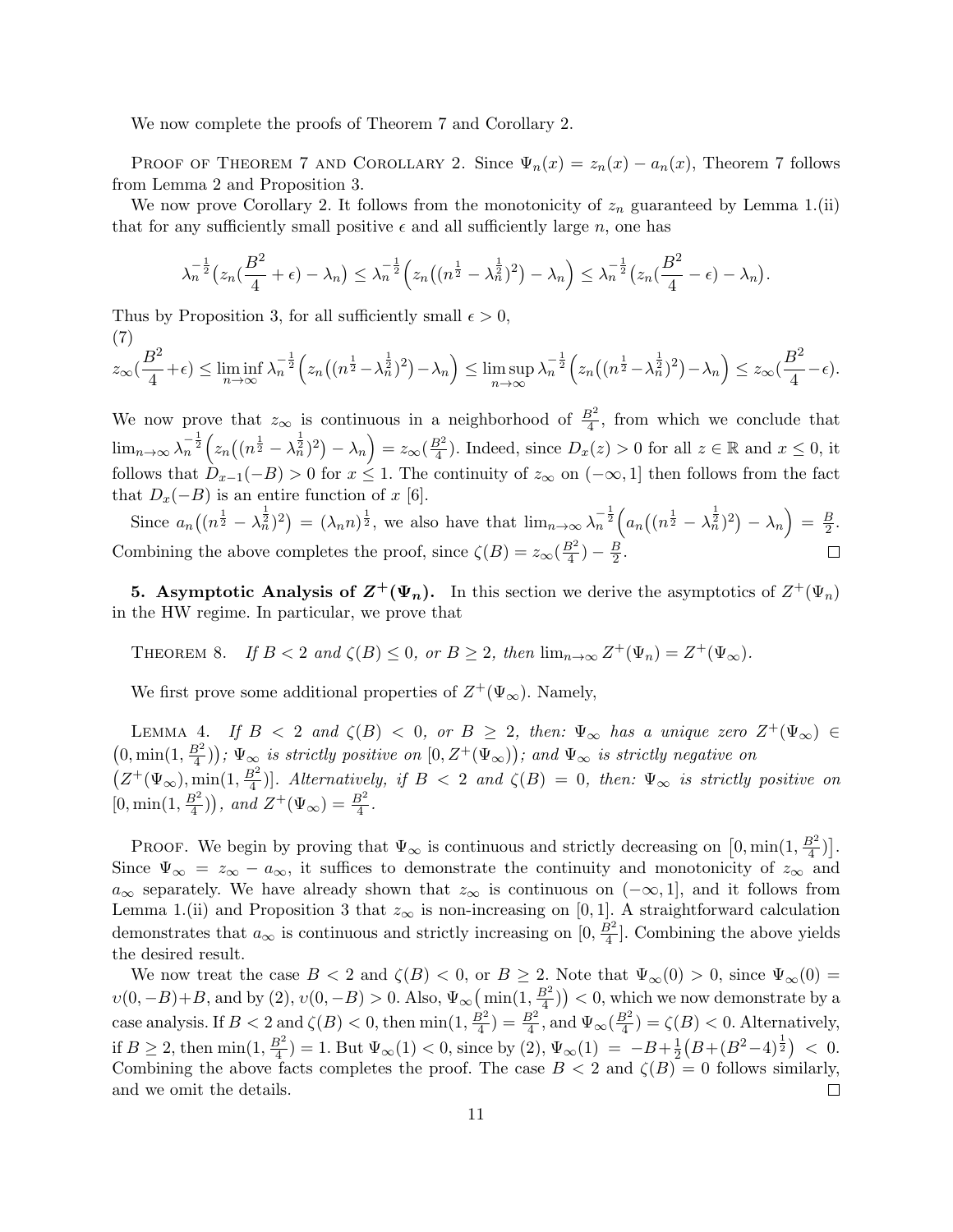We now complete the proofs of Theorem 7 and Corollary 2.

Proof of Theorem 7 and Corollary 2. Since $\Psi_n(x) = z_n(x) - a_n(x)$, Theorem 7 follows from Lemma 2 and Proposition 3.

We now prove Corollary 2. It follows from the monotonicity of $z_n$ guaranteed by Lemma 1.(ii) that for any sufficiently small positive $\epsilon$ and all sufficiently large $n$, one has

$$\lambda_n^{-\frac{1}{2}}\big(z_n(\frac{B^2}{4}+\epsilon) - \lambda_n\big) \leq \lambda_n^{-\frac{1}{2}}\Big(z_n\big((n^{\frac{1}{2}} - \lambda_n^{\frac{1}{2}})^2\big) - \lambda_n\Big) \leq \lambda_n^{-\frac{1}{2}}\big(z_n(\frac{B^2}{4}-\epsilon) - \lambda_n\big).$$

Thus by Proposition 3, for all sufficiently small $\epsilon > 0$,

(7)
$$z_\infty(\frac{B^2}{4}+\epsilon) \leq \liminf_{n\to\infty} \lambda_n^{-\frac{1}{2}}\Big(z_n\big((n^{\frac{1}{2}} - \lambda_n^{\frac{1}{2}})^2\big) - \lambda_n\Big) \leq \limsup_{n\to\infty} \lambda_n^{-\frac{1}{2}}\Big(z_n\big((n^{\frac{1}{2}} - \lambda_n^{\frac{1}{2}})^2\big) - \lambda_n\Big) \leq z_\infty(\frac{B^2}{4}-\epsilon).$$

We now prove that $z_\infty$ is continuous in a neighborhood of $\frac{B^2}{4}$, from which we conclude that $\lim_{n\to\infty} \lambda_n^{-\frac{1}{2}}\Big(z_n\big((n^{\frac{1}{2}} - \lambda_n^{\frac{1}{2}})^2\big) - \lambda_n\Big) = z_\infty(\frac{B^2}{4})$. Indeed, since $D_x(z) > 0$ for all $z \in \mathbb{R}$ and $x \leq 0$, it follows that $D_{x-1}(-B) > 0$ for $x \leq 1$. The continuity of $z_\infty$ on $(-\infty, 1]$ then follows from the fact that $D_x(-B)$ is an entire function of $x$ [6].

Since $a_n\big((n^{\frac{1}{2}} - \lambda_n^{\frac{1}{2}})^2\big) = (\lambda_n n)^{\frac{1}{2}}$, we also have that $\lim_{n\to\infty} \lambda_n^{-\frac{1}{2}}\Big(a_n\big((n^{\frac{1}{2}} - \lambda_n^{\frac{1}{2}})^2\big) - \lambda_n\Big) = \frac{B}{2}$. Combining the above completes the proof, since $\zeta(B) = z_\infty(\frac{B^2}{4}) - \frac{B}{2}$. ◻

## 5. Asymptotic Analysis of $Z^+(\Psi_n)$.

In this section we derive the asymptotics of $Z^+(\Psi_n)$ in the HW regime. In particular, we prove that

Theorem 8. *If $B < 2$ and $\zeta(B) \leq 0$, or $B \geq 2$, then $\lim_{n\to\infty} Z^+(\Psi_n) = Z^+(\Psi_\infty)$.*

We first prove some additional properties of $Z^+(\Psi_\infty)$. Namely,

Lemma 4. *If $B < 2$ and $\zeta(B) < 0$, or $B \geq 2$, then: $\Psi_\infty$ has a unique zero $Z^+(\Psi_\infty) \in \big(0, \min(1, \frac{B^2}{4})\big)$; $\Psi_\infty$ is strictly positive on $[0, Z^+(\Psi_\infty)\big)$; and $\Psi_\infty$ is strictly negative on $\big(Z^+(\Psi_\infty), \min(1, \frac{B^2}{4})\big]$. Alternatively, if $B < 2$ and $\zeta(B) = 0$, then: $\Psi_\infty$ is strictly positive on $\big[0, \min(1, \frac{B^2}{4})\big)$, and $Z^+(\Psi_\infty) = \frac{B^2}{4}$.*

Proof. We begin by proving that $\Psi_\infty$ is continuous and strictly decreasing on $\big[0, \min(1, \frac{B^2}{4})\big]$. Since $\Psi_\infty = z_\infty - a_\infty$, it suffices to demonstrate the continuity and monotonicity of $z_\infty$ and $a_\infty$ separately. We have already shown that $z_\infty$ is continuous on $(-\infty, 1]$, and it follows from Lemma 1.(ii) and Proposition 3 that $z_\infty$ is non-increasing on $[0, 1]$. A straightforward calculation demonstrates that $a_\infty$ is continuous and strictly increasing on $[0, \frac{B^2}{4}]$. Combining the above yields the desired result.

We now treat the case $B < 2$ and $\zeta(B) < 0$, or $B \geq 2$. Note that $\Psi_\infty(0) > 0$, since $\Psi_\infty(0) = \upsilon(0, -B) + B$, and by (2), $\upsilon(0, -B) > 0$. Also, $\Psi_\infty\big(\min(1, \frac{B^2}{4})\big) < 0$, which we now demonstrate by a case analysis. If $B < 2$ and $\zeta(B) < 0$, then $\min(1, \frac{B^2}{4}) = \frac{B^2}{4}$, and $\Psi_\infty(\frac{B^2}{4}) = \zeta(B) < 0$. Alternatively, if $B \geq 2$, then $\min(1, \frac{B^2}{4}) = 1$. But $\Psi_\infty(1) < 0$, since by (2), $\Psi_\infty(1) = -B + \frac{1}{2}\big(B + (B^2-4)^{\frac{1}{2}}\big) < 0$. Combining the above facts completes the proof. The case $B < 2$ and $\zeta(B) = 0$ follows similarly, and we omit the details. ◻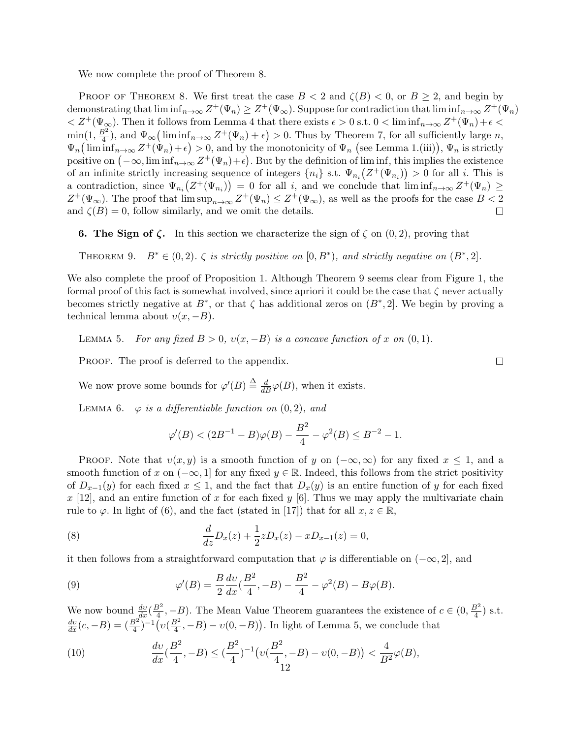We now complete the proof of Theorem 8.

Proof of Theorem 8. We first treat the case $B < 2$ and $\zeta(B) < 0$, or $B \geq 2$, and begin by demonstrating that $\liminf_{n\to\infty} Z^+(\Psi_n) \geq Z^+(\Psi_\infty)$. Suppose for contradiction that $\liminf_{n\to\infty} Z^+(\Psi_n) < Z^+(\Psi_\infty)$. Then it follows from Lemma 4 that there exists $\epsilon > 0$ s.t. $0 < \liminf_{n\to\infty} Z^+(\Psi_n) + \epsilon < \min(1, \frac{B^2}{4})$, and $\Psi_\infty\big(\liminf_{n\to\infty} Z^+(\Psi_n) + \epsilon\big) > 0$. Thus by Theorem 7, for all sufficiently large $n$, $\Psi_n\big(\liminf_{n\to\infty} Z^+(\Psi_n) + \epsilon\big) > 0$, and by the monotonicity of $\Psi_n$ (see Lemma 1.(iii)), $\Psi_n$ is strictly positive on $\big(-\infty, \liminf_{n\to\infty} Z^+(\Psi_n) + \epsilon\big)$. But by the definition of lim inf, this implies the existence of an infinite strictly increasing sequence of integers $\{n_i\}$ s.t. $\Psi_{n_i}\big(Z^+(\Psi_{n_i})\big) > 0$ for all $i$. This is a contradiction, since $\Psi_{n_i}\big(Z^+(\Psi_{n_i})\big) = 0$ for all $i$, and we conclude that $\liminf_{n\to\infty} Z^+(\Psi_n) \geq Z^+(\Psi_\infty)$. The proof that $\limsup_{n\to\infty} Z^+(\Psi_n) \leq Z^+(\Psi_\infty)$, as well as the proofs for the case $B < 2$ and $\zeta(B) = 0$, follow similarly, and we omit the details. □

**6. The Sign of $\zeta$.** In this section we characterize the sign of $\zeta$ on $(0, 2)$, proving that

Theorem 9. *$B^* \in (0, 2)$. $\zeta$ is strictly positive on $[0, B^*)$, and strictly negative on $(B^*, 2]$.*

We also complete the proof of Proposition 1. Although Theorem 9 seems clear from Figure 1, the formal proof of this fact is somewhat involved, since apriori it could be the case that $\zeta$ never actually becomes strictly negative at $B^*$, or that $\zeta$ has additional zeros on $(B^*, 2]$. We begin by proving a technical lemma about $\upsilon(x, -B)$.

Lemma 5. *For any fixed $B > 0$, $\upsilon(x, -B)$ is a concave function of $x$ on $(0, 1)$.*

Proof. The proof is deferred to the appendix. □

We now prove some bounds for $\varphi'(B) \triangleq \frac{d}{dB}\varphi(B)$, when it exists.

Lemma 6. *$\varphi$ is a differentiable function on $(0, 2)$, and*

$$\varphi'(B) < (2B^{-1} - B)\varphi(B) - \frac{B^2}{4} - \varphi^2(B) \leq B^{-2} - 1.$$

Proof. Note that $\upsilon(x, y)$ is a smooth function of $y$ on $(-\infty, \infty)$ for any fixed $x \leq 1$, and a smooth function of $x$ on $(-\infty, 1]$ for any fixed $y \in \mathbb{R}$. Indeed, this follows from the strict positivity of $D_{x-1}(y)$ for each fixed $x \leq 1$, and the fact that $D_x(y)$ is an entire function of $y$ for each fixed $x$ [12], and an entire function of $x$ for each fixed $y$ [6]. Thus we may apply the multivariate chain rule to $\varphi$. In light of (6), and the fact (stated in [17]) that for all $x, z \in \mathbb{R}$,

$$\frac{d}{dz}D_x(z) + \frac{1}{2}zD_x(z) - xD_{x-1}(z) = 0, \tag{8}$$

it then follows from a straightforward computation that $\varphi$ is differentiable on $(-\infty, 2]$, and

$$\varphi'(B) = \frac{B}{2}\frac{d\upsilon}{dx}(\frac{B^2}{4}, -B) - \frac{B^2}{4} - \varphi^2(B) - B\varphi(B). \tag{9}$$

We now bound $\frac{d\upsilon}{dx}(\frac{B^2}{4}, -B)$. The Mean Value Theorem guarantees the existence of $c \in (0, \frac{B^2}{4})$ s.t. $\frac{d\upsilon}{dx}(c, -B) = (\frac{B^2}{4})^{-1}\big(\upsilon(\frac{B^2}{4}, -B) - \upsilon(0, -B)\big)$. In light of Lemma 5, we conclude that

$$\frac{d\upsilon}{dx}(\frac{B^2}{4}, -B) \leq (\frac{B^2}{4})^{-1}\big(\upsilon(\frac{B^2}{4}, -B) - \upsilon(0, -B)\big) < \frac{4}{B^2}\varphi(B), \tag{10}$$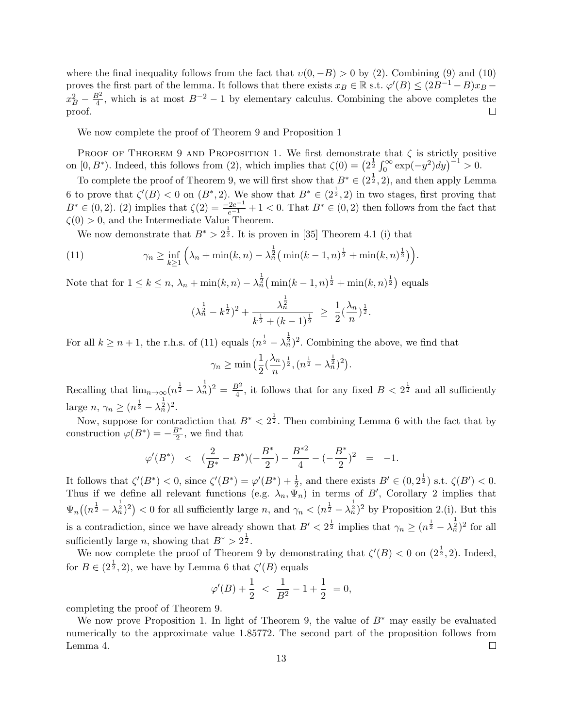where the final inequality follows from the fact that $\upsilon(0, -B) > 0$ by (2). Combining (9) and (10) proves the first part of the lemma. It follows that there exists $x_B \in \mathbb{R}$ s.t. $\varphi'(B) \leq (2B^{-1} - B)x_B - x_B^2 - \frac{B^2}{4}$, which is at most $B^{-2} - 1$ by elementary calculus. Combining the above completes the proof. $\square$

We now complete the proof of Theorem 9 and Proposition 1

Proof of Theorem 9 and Proposition 1. We first demonstrate that $\zeta$ is strictly positive on $[0, B^*)$. Indeed, this follows from (2), which implies that $\zeta(0) = \big(2^{\frac{1}{2}} \int_0^\infty \exp(-y^2)dy\big)^{-1} > 0$.

To complete the proof of Theorem 9, we will first show that $B^* \in (2^{\frac{1}{2}}, 2)$, and then apply Lemma 6 to prove that $\zeta'(B) < 0$ on $(B^*, 2)$. We show that $B^* \in (2^{\frac{1}{2}}, 2)$ in two stages, first proving that $B^* \in (0, 2)$. (2) implies that $\zeta(2) = \frac{-2e^{-1}}{e^{-1}} + 1 < 0$. That $B^* \in (0, 2)$ then follows from the fact that $\zeta(0) > 0$, and the Intermediate Value Theorem.

We now demonstrate that $B^* > 2^{\frac{1}{2}}$. It is proven in [35] Theorem 4.1 (i) that

$$\gamma_n \geq \inf_{k \geq 1} \Big(\lambda_n + \min(k, n) - \lambda_n^{\frac{1}{2}}\big(\min(k-1, n)^{\frac{1}{2}} + \min(k, n)^{\frac{1}{2}}\big)\Big). \tag{11}$$

Note that for $1 \leq k \leq n$, $\lambda_n + \min(k, n) - \lambda_n^{\frac{1}{2}}\big(\min(k-1, n)^{\frac{1}{2}} + \min(k, n)^{\frac{1}{2}}\big)$ equals

$$(\lambda_n^{\frac{1}{2}} - k^{\frac{1}{2}})^2 + \frac{\lambda_n^{\frac{1}{2}}}{k^{\frac{1}{2}} + (k-1)^{\frac{1}{2}}} \;\geq\; \frac{1}{2}(\frac{\lambda_n}{n})^{\frac{1}{2}}.$$

For all $k \geq n+1$, the r.h.s. of (11) equals $(n^{\frac{1}{2}} - \lambda_n^{\frac{1}{2}})^2$. Combining the above, we find that

$$\gamma_n \geq \min\big(\frac{1}{2}(\frac{\lambda_n}{n})^{\frac{1}{2}}, (n^{\frac{1}{2}} - \lambda_n^{\frac{1}{2}})^2\big).$$

Recalling that $\lim_{n\to\infty}(n^{\frac{1}{2}} - \lambda_n^{\frac{1}{2}})^2 = \frac{B^2}{4}$, it follows that for any fixed $B < 2^{\frac{1}{2}}$ and all sufficiently large $n$, $\gamma_n \geq (n^{\frac{1}{2}} - \lambda_n^{\frac{1}{2}})^2$.

Now, suppose for contradiction that $B^* < 2^{\frac{1}{2}}$. Then combining Lemma 6 with the fact that by construction $\varphi(B^*) = -\frac{B^*}{2}$, we find that

$$\varphi'(B^*) \;<\; (\frac{2}{B^*} - B^*)(-\frac{B^*}{2}) - \frac{B^{*2}}{4} - (-\frac{B^*}{2})^2 \;=\; -1.$$

It follows that $\zeta'(B^*) < 0$, since $\zeta'(B^*) = \varphi'(B^*) + \frac{1}{2}$, and there exists $B' \in (0, 2^{\frac{1}{2}})$ s.t. $\zeta(B') < 0$. Thus if we define all relevant functions (e.g. $\lambda_n, \Psi_n$) in terms of $B'$, Corollary 2 implies that $\Psi_n\big((n^{\frac{1}{2}} - \lambda_n^{\frac{1}{2}})^2\big) < 0$ for all sufficiently large $n$, and $\gamma_n < (n^{\frac{1}{2}} - \lambda_n^{\frac{1}{2}})^2$ by Proposition 2.(i). But this is a contradiction, since we have already shown that $B' < 2^{\frac{1}{2}}$ implies that $\gamma_n \geq (n^{\frac{1}{2}} - \lambda_n^{\frac{1}{2}})^2$ for all sufficiently large $n$, showing that $B^* > 2^{\frac{1}{2}}$.

We now complete the proof of Theorem 9 by demonstrating that $\zeta'(B) < 0$ on $(2^{\frac{1}{2}}, 2)$. Indeed, for $B \in (2^{\frac{1}{2}}, 2)$, we have by Lemma 6 that $\zeta'(B)$ equals

$$\varphi'(B) + \frac{1}{2} \;<\; \frac{1}{B^2} - 1 + \frac{1}{2} \;= 0,$$

completing the proof of Theorem 9.

We now prove Proposition 1. In light of Theorem 9, the value of $B^*$ may easily be evaluated numerically to the approximate value 1.85772. The second part of the proposition follows from Lemma 4. $\square$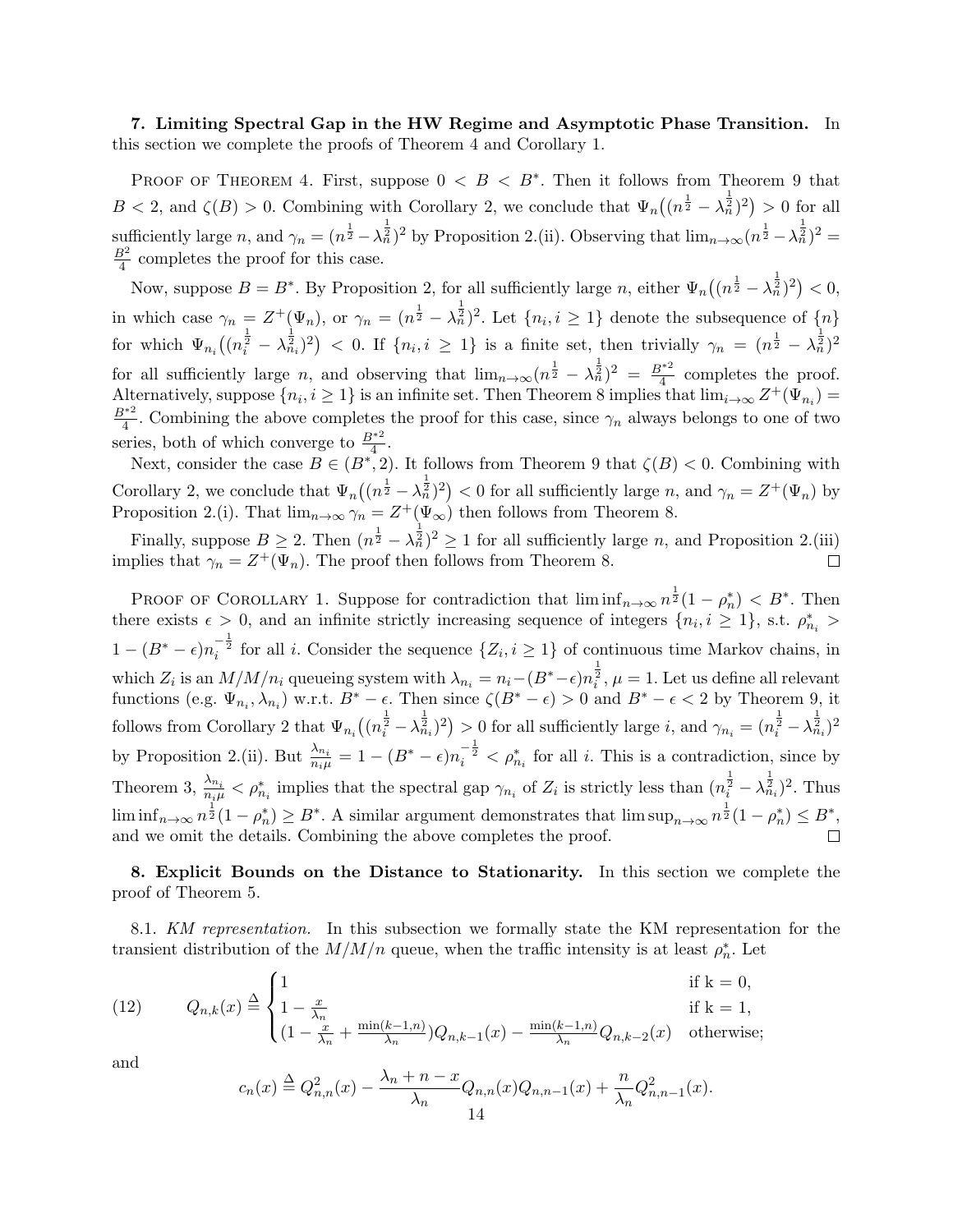**7. Limiting Spectral Gap in the HW Regime and Asymptotic Phase Transition.** In this section we complete the proofs of Theorem 4 and Corollary 1.

Proof of Theorem 4. First, suppose $0 < B < B^*$. Then it follows from Theorem 9 that $B < 2$, and $\zeta(B) > 0$. Combining with Corollary 2, we conclude that $\Psi_n\big((n^{\frac{1}{2}} - \lambda_n^{\frac{1}{2}})^2\big) > 0$ for all sufficiently large $n$, and $\gamma_n = (n^{\frac{1}{2}} - \lambda_n^{\frac{1}{2}})^2$ by Proposition 2.(ii). Observing that $\lim_{n\to\infty}(n^{\frac{1}{2}} - \lambda_n^{\frac{1}{2}})^2 = \frac{B^2}{4}$ completes the proof for this case.

Now, suppose $B = B^*$. By Proposition 2, for all sufficiently large $n$, either $\Psi_n\big((n^{\frac{1}{2}} - \lambda_n^{\frac{1}{2}})^2\big) < 0$, in which case $\gamma_n = Z^+(\Psi_n)$, or $\gamma_n = (n^{\frac{1}{2}} - \lambda_n^{\frac{1}{2}})^2$. Let $\{n_i, i \geq 1\}$ denote the subsequence of $\{n\}$ for which $\Psi_{n_i}\big((n_i^{\frac{1}{2}} - \lambda_{n_i}^{\frac{1}{2}})^2\big) < 0$. If $\{n_i, i \geq 1\}$ is a finite set, then trivially $\gamma_n = (n^{\frac{1}{2}} - \lambda_n^{\frac{1}{2}})^2$ for all sufficiently large $n$, and observing that $\lim_{n\to\infty}(n^{\frac{1}{2}} - \lambda_n^{\frac{1}{2}})^2 = \frac{B^{*2}}{4}$ completes the proof. Alternatively, suppose $\{n_i, i \geq 1\}$ is an infinite set. Then Theorem 8 implies that $\lim_{i\to\infty} Z^+(\Psi_{n_i}) = \frac{B^{*2}}{4}$. Combining the above completes the proof for this case, since $\gamma_n$ always belongs to one of two series, both of which converge to $\frac{B^{*2}}{4}$.

Next, consider the case $B \in (B^*, 2)$. It follows from Theorem 9 that $\zeta(B) < 0$. Combining with Corollary 2, we conclude that $\Psi_n\big((n^{\frac{1}{2}} - \lambda_n^{\frac{1}{2}})^2\big) < 0$ for all sufficiently large $n$, and $\gamma_n = Z^+(\Psi_n)$ by Proposition 2.(i). That $\lim_{n\to\infty}\gamma_n = Z^+(\Psi_\infty)$ then follows from Theorem 8.

Finally, suppose $B \geq 2$. Then $(n^{\frac{1}{2}} - \lambda_n^{\frac{1}{2}})^2 \geq 1$ for all sufficiently large $n$, and Proposition 2.(iii) implies that $\gamma_n = Z^+(\Psi_n)$. The proof then follows from Theorem 8. $\square$

Proof of Corollary 1. Suppose for contradiction that $\liminf_{n\to\infty} n^{\frac{1}{2}}(1 - \rho_n^*) < B^*$. Then there exists $\epsilon > 0$, and an infinite strictly increasing sequence of integers $\{n_i, i \geq 1\}$, s.t. $\rho_{n_i}^* > 1 - (B^* - \epsilon)n_i^{-\frac{1}{2}}$ for all $i$. Consider the sequence $\{Z_i, i \geq 1\}$ of continuous time Markov chains, in which $Z_i$ is an $M/M/n_i$ queueing system with $\lambda_{n_i} = n_i - (B^* - \epsilon)n_i^{\frac{1}{2}}$, $\mu = 1$. Let us define all relevant functions (e.g. $\Psi_{n_i}, \lambda_{n_i}$) w.r.t. $B^* - \epsilon$. Then since $\zeta(B^* - \epsilon) > 0$ and $B^* - \epsilon < 2$ by Theorem 9, it follows from Corollary 2 that $\Psi_{n_i}\big((n_i^{\frac{1}{2}} - \lambda_{n_i}^{\frac{1}{2}})^2\big) > 0$ for all sufficiently large $i$, and $\gamma_{n_i} = (n_i^{\frac{1}{2}} - \lambda_{n_i}^{\frac{1}{2}})^2$ by Proposition 2.(ii). But $\frac{\lambda_{n_i}}{n_i\mu} = 1 - (B^* - \epsilon)n_i^{-\frac{1}{2}} < \rho_{n_i}^*$ for all $i$. This is a contradiction, since by Theorem 3, $\frac{\lambda_{n_i}}{n_i\mu} < \rho_{n_i}^*$ implies that the spectral gap $\gamma_{n_i}$ of $Z_i$ is strictly less than $(n_i^{\frac{1}{2}} - \lambda_{n_i}^{\frac{1}{2}})^2$. Thus $\liminf_{n\to\infty} n^{\frac{1}{2}}(1 - \rho_n^*) \geq B^*$. A similar argument demonstrates that $\limsup_{n\to\infty} n^{\frac{1}{2}}(1 - \rho_n^*) \leq B^*$, and we omit the details. Combining the above completes the proof. $\square$

**8. Explicit Bounds on the Distance to Stationarity.** In this section we complete the proof of Theorem 5.

8.1. *KM representation.* In this subsection we formally state the KM representation for the transient distribution of the $M/M/n$ queue, when the traffic intensity is at least $\rho_n^*$. Let

$$
Q_{n,k}(x) \triangleq \begin{cases} 1 & \text{if k = 0,} \\ 1 - \frac{x}{\lambda_n} & \text{if k = 1,} \\ (1 - \frac{x}{\lambda_n} + \frac{\min(k-1,n)}{\lambda_n})Q_{n,k-1}(x) - \frac{\min(k-1,n)}{\lambda_n}Q_{n,k-2}(x) & \text{otherwise;} \end{cases} \tag{12}
$$

and

$$
c_n(x) \triangleq Q_{n,n}^2(x) - \frac{\lambda_n + n - x}{\lambda_n}Q_{n,n}(x)Q_{n,n-1}(x) + \frac{n}{\lambda_n}Q_{n,n-1}^2(x).
$$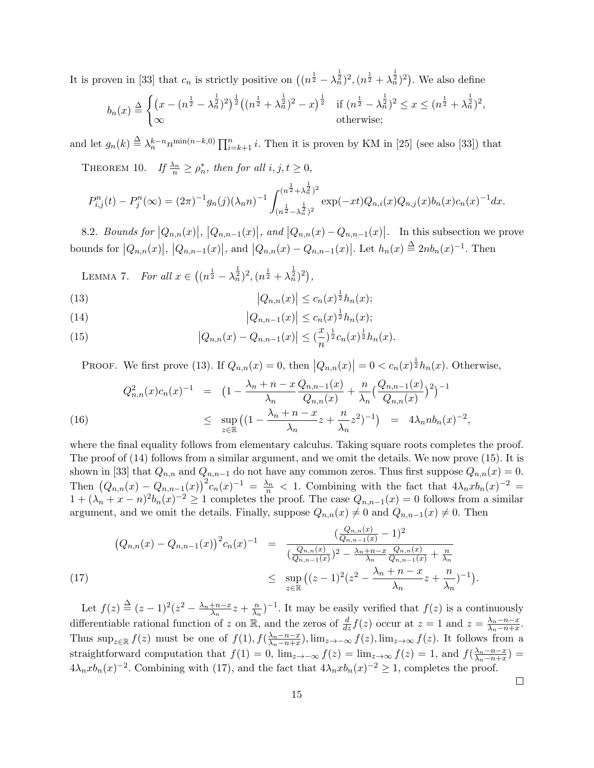It is proven in [33] that $c_n$ is strictly positive on $\big((n^{\frac{1}{2}} - \lambda_n^{\frac{1}{2}})^2, (n^{\frac{1}{2}} + \lambda_n^{\frac{1}{2}})^2\big)$. We also define

$$b_n(x) \triangleq \begin{cases} \big(x - (n^{\frac{1}{2}} - \lambda_n^{\frac{1}{2}})^2\big)^{\frac{1}{2}}\big((n^{\frac{1}{2}} + \lambda_n^{\frac{1}{2}})^2 - x\big)^{\frac{1}{2}} & \text{if } (n^{\frac{1}{2}} - \lambda_n^{\frac{1}{2}})^2 \leq x \leq (n^{\frac{1}{2}} + \lambda_n^{\frac{1}{2}})^2, \\ \infty & \text{otherwise;} \end{cases}$$

and let $g_n(k) \triangleq \lambda_n^{k-n} n^{\min(n-k,0)} \prod_{i=k+1}^{n} i$. Then it is proven by KM in [25] (see also [33]) that

THEOREM 10. *If $\frac{\lambda_n}{n} \geq \rho_n^*$, then for all $i, j, t \geq 0$,*

$$P_{i,j}^n(t) - P_j^n(\infty) = (2\pi)^{-1} g_n(j)(\lambda_n n)^{-1} \int_{(n^{\frac{1}{2}} - \lambda_n^{\frac{1}{2}})^2}^{(n^{\frac{1}{2}} + \lambda_n^{\frac{1}{2}})^2} \exp(-xt) Q_{n,i}(x) Q_{n,j}(x) b_n(x) c_n(x)^{-1} dx.$$

8.2. *Bounds for $|Q_{n,n}(x)|$, $|Q_{n,n-1}(x)|$, and $|Q_{n,n}(x) - Q_{n,n-1}(x)|$.* In this subsection we prove bounds for $|Q_{n,n}(x)|$, $|Q_{n,n-1}(x)|$, and $|Q_{n,n}(x) - Q_{n,n-1}(x)|$. Let $h_n(x) \triangleq 2nb_n(x)^{-1}$. Then

LEMMA 7. *For all $x \in \big((n^{\frac{1}{2}} - \lambda_n^{\frac{1}{2}})^2, (n^{\frac{1}{2}} + \lambda_n^{\frac{1}{2}})^2\big)$,*

$$|Q_{n,n}(x)| \leq c_n(x)^{\frac{1}{2}} h_n(x); \tag{13}$$

$$|Q_{n,n-1}(x)| \leq c_n(x)^{\frac{1}{2}} h_n(x); \tag{14}$$

$$|Q_{n,n}(x) - Q_{n,n-1}(x)| \leq (\frac{x}{n})^{\frac{1}{2}} c_n(x)^{\frac{1}{2}} h_n(x). \tag{15}$$

PROOF. We first prove (13). If $Q_{n,n}(x) = 0$, then $|Q_{n,n}(x)| = 0 < c_n(x)^{\frac{1}{2}} h_n(x)$. Otherwise,

$$\begin{aligned} Q_{n,n}^2(x) c_n(x)^{-1} &= \Big(1 - \frac{\lambda_n + n - x}{\lambda_n} \frac{Q_{n,n-1}(x)}{Q_{n,n}(x)} + \frac{n}{\lambda_n}\Big(\frac{Q_{n,n-1}(x)}{Q_{n,n}(x)}\Big)^2\Big)^{-1} \\ &\leq \sup_{z \in \mathbb{R}} \Big(\big(1 - \frac{\lambda_n + n - x}{\lambda_n} z + \frac{n}{\lambda_n} z^2\big)^{-1}\Big) \;=\; 4\lambda_n n b_n(x)^{-2}, \end{aligned} \tag{16}$$

where the final equality follows from elementary calculus. Taking square roots completes the proof. The proof of (14) follows from a similar argument, and we omit the details. We now prove (15). It is shown in [33] that $Q_{n,n}$ and $Q_{n,n-1}$ do not have any common zeros. Thus first suppose $Q_{n,n}(x) = 0$. Then $\big(Q_{n,n}(x) - Q_{n,n-1}(x)\big)^2 c_n(x)^{-1} = \frac{\lambda_n}{n} < 1$. Combining with the fact that $4\lambda_n x b_n(x)^{-2} = 1 + (\lambda_n + x - n)^2 b_n(x)^{-2} \geq 1$ completes the proof. The case $Q_{n,n-1}(x) = 0$ follows from a similar argument, and we omit the details. Finally, suppose $Q_{n,n}(x) \neq 0$ and $Q_{n,n-1}(x) \neq 0$. Then

$$\begin{aligned} \big(Q_{n,n}(x) - Q_{n,n-1}(x)\big)^2 c_n(x)^{-1} &= \frac{\big(\frac{Q_{n,n}(x)}{Q_{n,n-1}(x)} - 1\big)^2}{\big(\frac{Q_{n,n}(x)}{Q_{n,n-1}(x)}\big)^2 - \frac{\lambda_n + n - x}{\lambda_n} \frac{Q_{n,n}(x)}{Q_{n,n-1}(x)} + \frac{n}{\lambda_n}} \\ &\leq \sup_{z \in \mathbb{R}} \Big((z-1)^2 \big(z^2 - \frac{\lambda_n + n - x}{\lambda_n} z + \frac{n}{\lambda_n}\big)^{-1}\Big). \end{aligned} \tag{17}$$

Let $f(z) \triangleq (z-1)^2 (z^2 - \frac{\lambda_n + n - x}{\lambda_n} z + \frac{n}{\lambda_n})^{-1}$. It may be easily verified that $f(z)$ is a continuously differentiable rational function of $z$ on $\mathbb{R}$, and the zeros of $\frac{d}{dz} f(z)$ occur at $z = 1$ and $z = \frac{\lambda_n - n - x}{\lambda_n - n + x}$. Thus $\sup_{z \in \mathbb{R}} f(z)$ must be one of $f(1), f(\frac{\lambda_n - n - x}{\lambda_n - n + x}), \lim_{z \to -\infty} f(z), \lim_{z \to \infty} f(z)$. It follows from a straightforward computation that $f(1) = 0$, $\lim_{z \to -\infty} f(z) = \lim_{z \to \infty} f(z) = 1$, and $f(\frac{\lambda_n - n - x}{\lambda_n - n + x}) = 4\lambda_n x b_n(x)^{-2}$. Combining with (17), and the fact that $4\lambda_n x b_n(x)^{-2} \geq 1$, completes the proof. □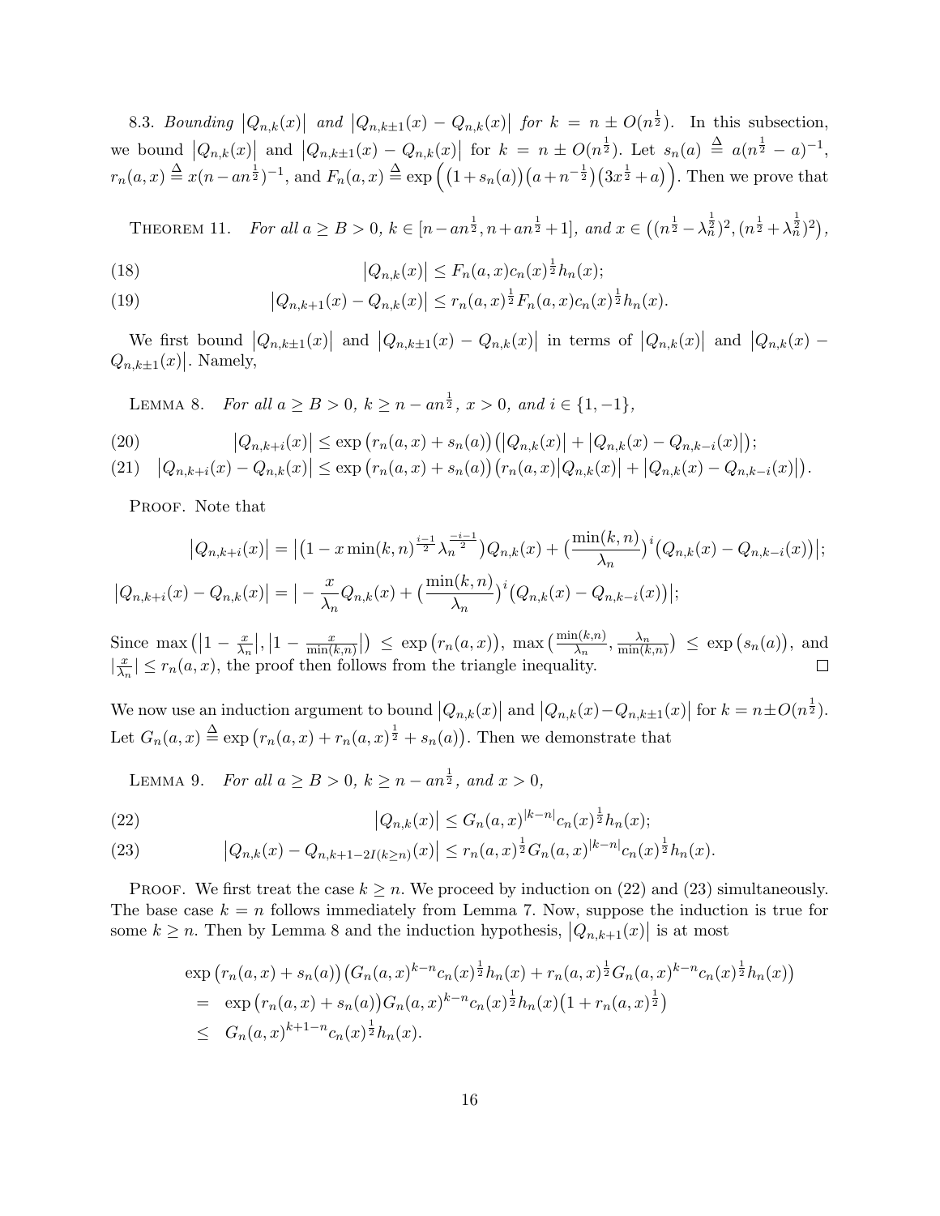8.3. *Bounding* $|Q_{n,k}(x)|$ *and* $|Q_{n,k\pm 1}(x) - Q_{n,k}(x)|$ *for* $k = n \pm O(n^{\frac{1}{2}})$. In this subsection, we bound $|Q_{n,k}(x)|$ and $|Q_{n,k\pm 1}(x) - Q_{n,k}(x)|$ for $k = n \pm O(n^{\frac{1}{2}})$. Let $s_n(a) \triangleq a(n^{\frac{1}{2}} - a)^{-1}$, $r_n(a,x) \triangleq x(n - an^{\frac{1}{2}})^{-1}$, and $F_n(a,x) \triangleq \exp\Big(\big(1+s_n(a)\big)\big(a+n^{-\frac{1}{2}}\big)\big(3x^{\frac{1}{2}}+a\big)\Big)$. Then we prove that

THEOREM 11. *For all* $a \geq B > 0$, $k \in [n - an^{\frac{1}{2}}, n + an^{\frac{1}{2}} + 1]$, *and* $x \in \big((n^{\frac{1}{2}} - \lambda_n^{\frac{1}{2}})^2, (n^{\frac{1}{2}} + \lambda_n^{\frac{1}{2}})^2\big)$,

$$|Q_{n,k}(x)| \leq F_n(a,x) c_n(x)^{\frac{1}{2}} h_n(x); \tag{18}$$

$$|Q_{n,k+1}(x) - Q_{n,k}(x)| \leq r_n(a,x)^{\frac{1}{2}} F_n(a,x) c_n(x)^{\frac{1}{2}} h_n(x). \tag{19}$$

We first bound $|Q_{n,k\pm 1}(x)|$ and $|Q_{n,k\pm 1}(x) - Q_{n,k}(x)|$ in terms of $|Q_{n,k}(x)|$ and $|Q_{n,k}(x) - Q_{n,k\pm 1}(x)|$. Namely,

LEMMA 8. *For all* $a \geq B > 0$, $k \geq n - an^{\frac{1}{2}}$, $x > 0$, *and* $i \in \{1, -1\}$,

$$|Q_{n,k+i}(x)| \leq \exp\big(r_n(a,x) + s_n(a)\big)\big(|Q_{n,k}(x)| + |Q_{n,k}(x) - Q_{n,k-i}(x)|\big); \tag{20}$$

$$|Q_{n,k+i}(x) - Q_{n,k}(x)| \leq \exp\big(r_n(a,x) + s_n(a)\big)\big(r_n(a,x)|Q_{n,k}(x)| + |Q_{n,k}(x) - Q_{n,k-i}(x)|\big). \tag{21}$$

PROOF. Note that

$$|Q_{n,k+i}(x)| = \big|\big(1 - x\min(k,n)^{\frac{i-1}{2}}\lambda_n^{\frac{-i-1}{2}}\big)Q_{n,k}(x) + \big(\frac{\min(k,n)}{\lambda_n}\big)^i\big(Q_{n,k}(x) - Q_{n,k-i}(x)\big)\big|;$$

$$|Q_{n,k+i}(x) - Q_{n,k}(x)| = \big| -\frac{x}{\lambda_n}Q_{n,k}(x) + \big(\frac{\min(k,n)}{\lambda_n}\big)^i\big(Q_{n,k}(x) - Q_{n,k-i}(x)\big)\big|;$$

Since $\max\big(|1 - \frac{x}{\lambda_n}|, |1 - \frac{x}{\min(k,n)}|\big) \leq \exp\big(r_n(a,x)\big)$, $\max\big(\frac{\min(k,n)}{\lambda_n}, \frac{\lambda_n}{\min(k,n)}\big) \leq \exp\big(s_n(a)\big)$, and $|\frac{x}{\lambda_n}| \leq r_n(a,x)$, the proof then follows from the triangle inequality. $\square$

We now use an induction argument to bound $|Q_{n,k}(x)|$ and $|Q_{n,k}(x) - Q_{n,k\pm 1}(x)|$ for $k = n \pm O(n^{\frac{1}{2}})$. Let $G_n(a,x) \triangleq \exp\big(r_n(a,x) + r_n(a,x)^{\frac{1}{2}} + s_n(a)\big)$. Then we demonstrate that

LEMMA 9. *For all* $a \geq B > 0$, $k \geq n - an^{\frac{1}{2}}$, *and* $x > 0$,

$$|Q_{n,k}(x)| \leq G_n(a,x)^{|k-n|} c_n(x)^{\frac{1}{2}} h_n(x); \tag{22}$$

$$|Q_{n,k}(x) - Q_{n,k+1-2I(k\geq n)}(x)| \leq r_n(a,x)^{\frac{1}{2}} G_n(a,x)^{|k-n|} c_n(x)^{\frac{1}{2}} h_n(x). \tag{23}$$

PROOF. We first treat the case $k \geq n$. We proceed by induction on (22) and (23) simultaneously. The base case $k = n$ follows immediately from Lemma 7. Now, suppose the induction is true for some $k \geq n$. Then by Lemma 8 and the induction hypothesis, $|Q_{n,k+1}(x)|$ is at most

$$\begin{aligned}
&\exp\big(r_n(a,x) + s_n(a)\big)\big(G_n(a,x)^{k-n} c_n(x)^{\frac{1}{2}} h_n(x) + r_n(a,x)^{\frac{1}{2}} G_n(a,x)^{k-n} c_n(x)^{\frac{1}{2}} h_n(x)\big) \\
&= \exp\big(r_n(a,x) + s_n(a)\big) G_n(a,x)^{k-n} c_n(x)^{\frac{1}{2}} h_n(x)\big(1 + r_n(a,x)^{\frac{1}{2}}\big) \\
&\leq G_n(a,x)^{k+1-n} c_n(x)^{\frac{1}{2}} h_n(x).
\end{aligned}$$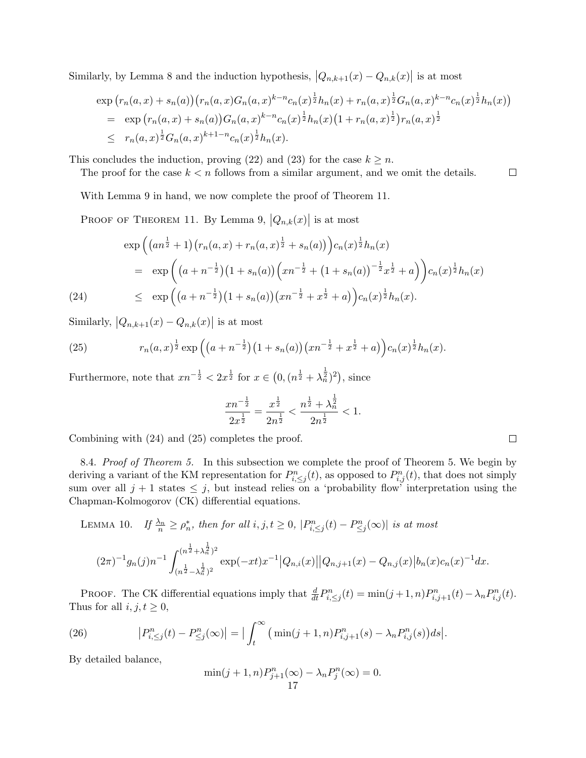Similarly, by Lemma 8 and the induction hypothesis, $\big|Q_{n,k+1}(x) - Q_{n,k}(x)\big|$ is at most

$$
\begin{aligned}
&\exp\big(r_n(a,x) + s_n(a)\big)\big(r_n(a,x) G_n(a,x)^{k-n} c_n(x)^{\frac{1}{2}} h_n(x) + r_n(a,x)^{\frac{1}{2}} G_n(a,x)^{k-n} c_n(x)^{\frac{1}{2}} h_n(x)\big) \\
&= \exp\big(r_n(a,x) + s_n(a)\big) G_n(a,x)^{k-n} c_n(x)^{\frac{1}{2}} h_n(x) \big(1 + r_n(a,x)^{\frac{1}{2}}\big) r_n(a,x)^{\frac{1}{2}} \\
&\le r_n(a,x)^{\frac{1}{2}} G_n(a,x)^{k+1-n} c_n(x)^{\frac{1}{2}} h_n(x).
\end{aligned}
$$

This concludes the induction, proving (22) and (23) for the case $k \geq n$.

The proof for the case $k < n$ follows from a similar argument, and we omit the details. □

With Lemma 9 in hand, we now complete the proof of Theorem 11.

Proof of Theorem 11. By Lemma 9, $\big|Q_{n,k}(x)\big|$ is at most

$$
\begin{aligned}
&\exp\Big(\big(an^{\frac{1}{2}} + 1\big)\big(r_n(a,x) + r_n(a,x)^{\frac{1}{2}} + s_n(a)\big)\Big) c_n(x)^{\frac{1}{2}} h_n(x) \\
&= \exp\Big(\big(a + n^{-\frac{1}{2}}\big)\big(1 + s_n(a)\big)\Big(xn^{-\frac{1}{2}} + \big(1 + s_n(a)\big)^{-\frac{1}{2}} x^{\frac{1}{2}} + a\Big)\Big) c_n(x)^{\frac{1}{2}} h_n(x) \\
&\le \exp\Big(\big(a + n^{-\frac{1}{2}}\big)\big(1 + s_n(a)\big)\big(xn^{-\frac{1}{2}} + x^{\frac{1}{2}} + a\big)\Big) c_n(x)^{\frac{1}{2}} h_n(x). \qquad (24)
\end{aligned}
$$

Similarly, $\big|Q_{n,k+1}(x) - Q_{n,k}(x)\big|$ is at most

$$
r_n(a,x)^{\frac{1}{2}} \exp\Big(\big(a + n^{-\frac{1}{2}}\big)\big(1 + s_n(a)\big)\big(xn^{-\frac{1}{2}} + x^{\frac{1}{2}} + a\big)\Big) c_n(x)^{\frac{1}{2}} h_n(x). \qquad (25)
$$

Furthermore, note that $xn^{-\frac{1}{2}} < 2x^{\frac{1}{2}}$ for $x \in \big(0, (n^{\frac{1}{2}} + \lambda_n^{\frac{1}{2}})^2\big)$, since

$$
\frac{xn^{-\frac{1}{2}}}{2x^{\frac{1}{2}}} = \frac{x^{\frac{1}{2}}}{2n^{\frac{1}{2}}} < \frac{n^{\frac{1}{2}} + \lambda_n^{\frac{1}{2}}}{2n^{\frac{1}{2}}} < 1.
$$

Combining with (24) and (25) completes the proof. □

8.4. *Proof of Theorem 5.* In this subsection we complete the proof of Theorem 5. We begin by deriving a variant of the KM representation for $P^n_{i,\le j}(t)$, as opposed to $P^n_{i,j}(t)$, that does not simply sum over all $j+1$ states $\le j$, but instead relies on a 'probability flow' interpretation using the Chapman-Kolmogorov (CK) differential equations.

Lemma 10. *If $\frac{\lambda_n}{n} \ge \rho^*_n$, then for all $i, j, t \ge 0$, $|P^n_{i,\le j}(t) - P^n_{\le j}(\infty)|$ is at most*

$$
(2\pi)^{-1} g_n(j) n^{-1} \int_{(n^{\frac{1}{2}} - \lambda_n^{\frac{1}{2}})^2}^{(n^{\frac{1}{2}} + \lambda_n^{\frac{1}{2}})^2} \exp(-xt) x^{-1} \big|Q_{n,i}(x)\big| \big|Q_{n,j+1}(x) - Q_{n,j}(x)\big| b_n(x) c_n(x)^{-1} dx.
$$

Proof. The CK differential equations imply that $\frac{d}{dt} P^n_{i,\le j}(t) = \min(j+1, n) P^n_{i,j+1}(t) - \lambda_n P^n_{i,j}(t)$. Thus for all $i, j, t \ge 0$,

$$
\big|P^n_{i,\le j}(t) - P^n_{\le j}(\infty)\big| = \Big|\int_t^\infty \big(\min(j+1, n) P^n_{i,j+1}(s) - \lambda_n P^n_{i,j}(s)\big) ds\Big|. \qquad (26)
$$

By detailed balance,

$$
\min(j+1, n) P^n_{j+1}(\infty) - \lambda_n P^n_j(\infty) = 0.
$$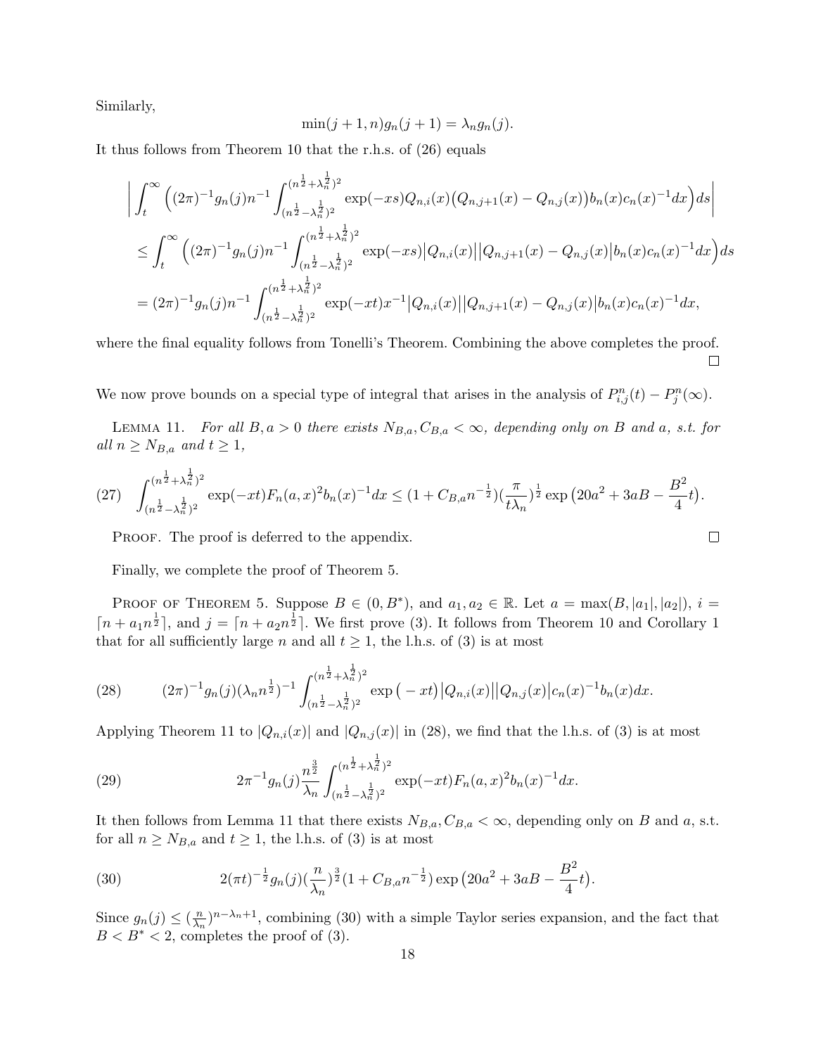Similarly,

$$\min(j+1,n)g_n(j+1) = \lambda_n g_n(j).$$

It thus follows from Theorem 10 that the r.h.s. of (26) equals

$$\Big| \int_t^\infty \Big( (2\pi)^{-1} g_n(j) n^{-1} \int_{(n^{\frac12}-\lambda_n^{\frac12})^2}^{(n^{\frac12}+\lambda_n^{\frac12})^2} \exp(-xs) Q_{n,i}(x)\big(Q_{n,j+1}(x)-Q_{n,j}(x)\big) b_n(x) c_n(x)^{-1} dx \Big) ds \Big|$$

$$\leq \int_t^\infty \Big( (2\pi)^{-1} g_n(j) n^{-1} \int_{(n^{\frac12}-\lambda_n^{\frac12})^2}^{(n^{\frac12}+\lambda_n^{\frac12})^2} \exp(-xs) \big|Q_{n,i}(x)\big| \big|Q_{n,j+1}(x)-Q_{n,j}(x)\big| b_n(x) c_n(x)^{-1} dx \Big) ds$$

$$= (2\pi)^{-1} g_n(j) n^{-1} \int_{(n^{\frac12}-\lambda_n^{\frac12})^2}^{(n^{\frac12}+\lambda_n^{\frac12})^2} \exp(-xt) x^{-1} \big|Q_{n,i}(x)\big| \big|Q_{n,j+1}(x)-Q_{n,j}(x)\big| b_n(x) c_n(x)^{-1} dx,$$

where the final equality follows from Tonelli's Theorem. Combining the above completes the proof. □

We now prove bounds on a special type of integral that arises in the analysis of $P^n_{i,j}(t) - P^n_j(\infty)$.

Lemma 11. *For all $B, a > 0$ there exists $N_{B,a}, C_{B,a} < \infty$, depending only on $B$ and $a$, s.t. for all $n \geq N_{B,a}$ and $t \geq 1$,*

$$(27)\quad \int_{(n^{\frac12}-\lambda_n^{\frac12})^2}^{(n^{\frac12}+\lambda_n^{\frac12})^2} \exp(-xt) F_n(a,x)^2 b_n(x)^{-1} dx \leq (1 + C_{B,a} n^{-\frac12}) \big(\frac{\pi}{t\lambda_n}\big)^{\frac12} \exp\big(20a^2 + 3aB - \frac{B^2}{4} t\big).$$

Proof. The proof is deferred to the appendix. □

Finally, we complete the proof of Theorem 5.

Proof of Theorem 5. Suppose $B \in (0, B^*)$, and $a_1, a_2 \in \mathbb{R}$. Let $a = \max(B, |a_1|, |a_2|)$, $i = \lceil n + a_1 n^{\frac12} \rceil$, and $j = \lceil n + a_2 n^{\frac12} \rceil$. We first prove (3). It follows from Theorem 10 and Corollary 1 that for all sufficiently large $n$ and all $t \geq 1$, the l.h.s. of (3) is at most

$$(28)\qquad (2\pi)^{-1} g_n(j) (\lambda_n n^{\frac12})^{-1} \int_{(n^{\frac12}-\lambda_n^{\frac12})^2}^{(n^{\frac12}+\lambda_n^{\frac12})^2} \exp\big(-xt\big) \big|Q_{n,i}(x)\big| \big|Q_{n,j}(x)\big| c_n(x)^{-1} b_n(x) dx.$$

Applying Theorem 11 to $|Q_{n,i}(x)|$ and $|Q_{n,j}(x)|$ in (28), we find that the l.h.s. of (3) is at most

$$(29)\qquad 2\pi^{-1} g_n(j) \frac{n^{\frac32}}{\lambda_n} \int_{(n^{\frac12}-\lambda_n^{\frac12})^2}^{(n^{\frac12}+\lambda_n^{\frac12})^2} \exp(-xt) F_n(a,x)^2 b_n(x)^{-1} dx.$$

It then follows from Lemma 11 that there exists $N_{B,a}, C_{B,a} < \infty$, depending only on $B$ and $a$, s.t. for all $n \geq N_{B,a}$ and $t \geq 1$, the l.h.s. of (3) is at most

$$(30)\qquad 2(\pi t)^{-\frac12} g_n(j) \big(\frac{n}{\lambda_n}\big)^{\frac32} (1 + C_{B,a} n^{-\frac12}) \exp\big(20a^2 + 3aB - \frac{B^2}{4} t\big).$$

Since $g_n(j) \leq (\frac{n}{\lambda_n})^{n-\lambda_n+1}$, combining (30) with a simple Taylor series expansion, and the fact that $B < B^* < 2$, completes the proof of (3).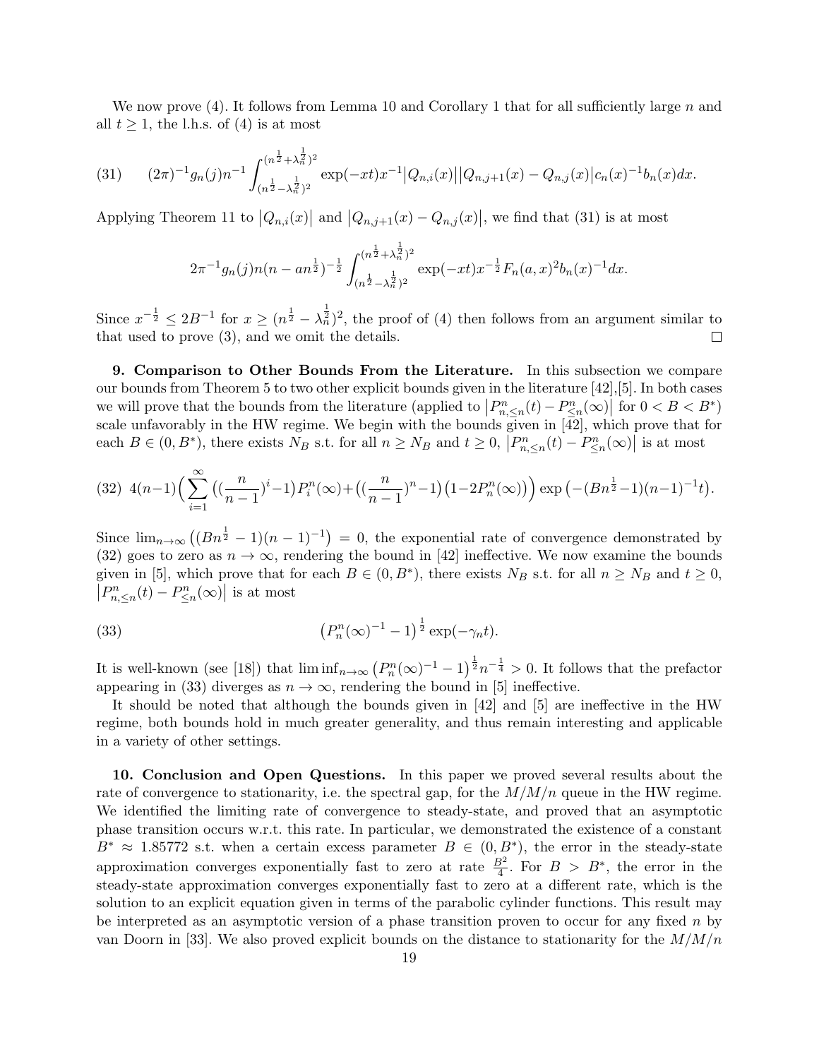We now prove (4). It follows from Lemma 10 and Corollary 1 that for all sufficiently large $n$ and all $t \geq 1$, the l.h.s. of (4) is at most

$$(31) \qquad (2\pi)^{-1} g_n(j) n^{-1} \int_{(n^{\frac{1}{2}} - \lambda_n^{\frac{1}{2}})^2}^{(n^{\frac{1}{2}} + \lambda_n^{\frac{1}{2}})^2} \exp(-xt) x^{-1} \big|Q_{n,i}(x)\big| \big|Q_{n,j+1}(x) - Q_{n,j}(x)\big| c_n(x)^{-1} b_n(x) dx.$$

Applying Theorem 11 to $\big|Q_{n,i}(x)\big|$ and $\big|Q_{n,j+1}(x) - Q_{n,j}(x)\big|$, we find that (31) is at most

$$2\pi^{-1} g_n(j) n (n - a n^{\frac{1}{2}})^{-\frac{1}{2}} \int_{(n^{\frac{1}{2}} - \lambda_n^{\frac{1}{2}})^2}^{(n^{\frac{1}{2}} + \lambda_n^{\frac{1}{2}})^2} \exp(-xt) x^{-\frac{1}{2}} F_n(a, x)^2 b_n(x)^{-1} dx.$$

Since $x^{-\frac{1}{2}} \leq 2B^{-1}$ for $x \geq (n^{\frac{1}{2}} - \lambda_n^{\frac{1}{2}})^2$, the proof of (4) then follows from an argument similar to that used to prove (3), and we omit the details. $\square$

**9. Comparison to Other Bounds From the Literature.** In this subsection we compare our bounds from Theorem 5 to two other explicit bounds given in the literature [42],[5]. In both cases we will prove that the bounds from the literature (applied to $\big|P^n_{n,\leq n}(t) - P^n_{\leq n}(\infty)\big|$ for $0 < B < B^*$) scale unfavorably in the HW regime. We begin with the bounds given in [42], which prove that for each $B \in (0, B^*)$, there exists $N_B$ s.t. for all $n \geq N_B$ and $t \geq 0$, $\big|P^n_{n,\leq n}(t) - P^n_{\leq n}(\infty)\big|$ is at most

$$(32) \quad 4(n-1)\Big(\sum_{i=1}^{\infty}\big((\frac{n}{n-1})^i - 1\big)P^n_i(\infty) + \big((\frac{n}{n-1})^n - 1\big)\big(1 - 2P^n_n(\infty)\big)\Big)\exp\big(-(Bn^{\frac{1}{2}} - 1)(n-1)^{-1}t\big).$$

Since $\lim_{n\to\infty}\big((Bn^{\frac{1}{2}} - 1)(n-1)^{-1}\big) = 0$, the exponential rate of convergence demonstrated by (32) goes to zero as $n \to \infty$, rendering the bound in [42] ineffective. We now examine the bounds given in [5], which prove that for each $B \in (0, B^*)$, there exists $N_B$ s.t. for all $n \geq N_B$ and $t \geq 0$, $\big|P^n_{n,\leq n}(t) - P^n_{\leq n}(\infty)\big|$ is at most

$$(33) \qquad \big(P^n_n(\infty)^{-1} - 1\big)^{\frac{1}{2}} \exp(-\gamma_n t).$$

It is well-known (see [18]) that $\liminf_{n\to\infty}\big(P^n_n(\infty)^{-1} - 1\big)^{\frac{1}{2}} n^{-\frac{1}{4}} > 0$. It follows that the prefactor appearing in (33) diverges as $n \to \infty$, rendering the bound in [5] ineffective.

It should be noted that although the bounds given in [42] and [5] are ineffective in the HW regime, both bounds hold in much greater generality, and thus remain interesting and applicable in a variety of other settings.

**10. Conclusion and Open Questions.** In this paper we proved several results about the rate of convergence to stationarity, i.e. the spectral gap, for the $M/M/n$ queue in the HW regime. We identified the limiting rate of convergence to steady-state, and proved that an asymptotic phase transition occurs w.r.t. this rate. In particular, we demonstrated the existence of a constant $B^* \approx 1.85772$ s.t. when a certain excess parameter $B \in (0, B^*)$, the error in the steady-state approximation converges exponentially fast to zero at rate $\frac{B^2}{4}$. For $B > B^*$, the error in the steady-state approximation converges exponentially fast to zero at a different rate, which is the solution to an explicit equation given in terms of the parabolic cylinder functions. This result may be interpreted as an asymptotic version of a phase transition proven to occur for any fixed $n$ by van Doorn in [33]. We also proved explicit bounds on the distance to stationarity for the $M/M/n$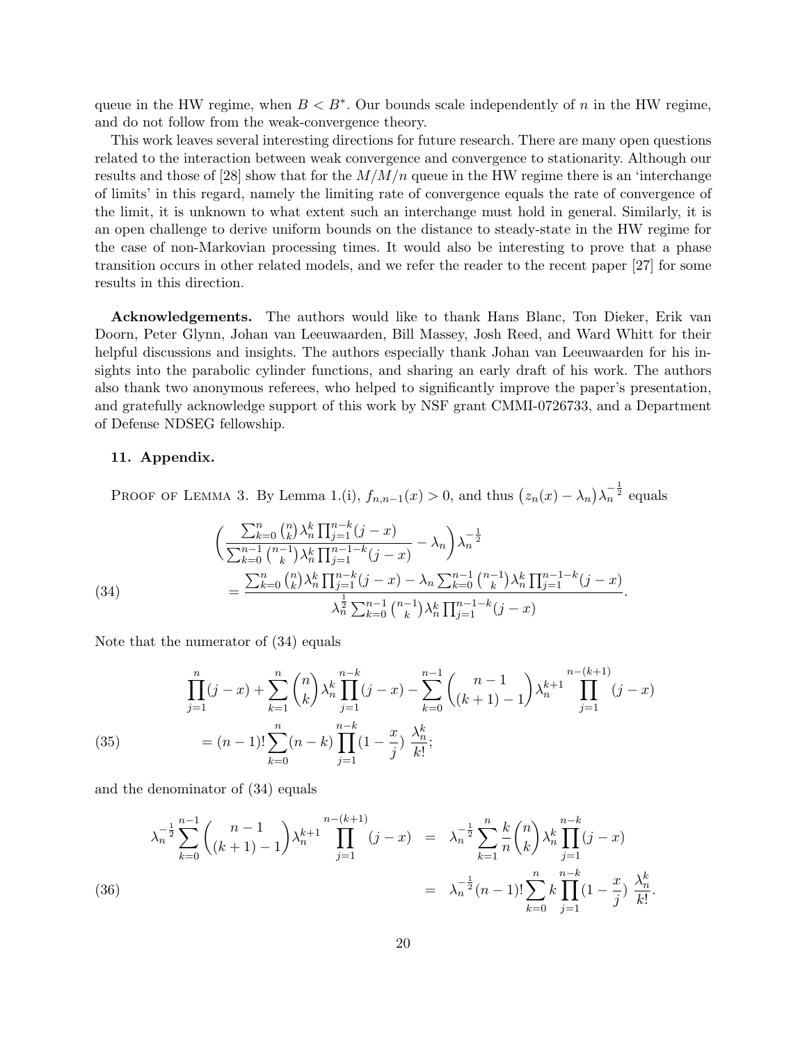queue in the HW regime, when $B < B^*$. Our bounds scale independently of $n$ in the HW regime, and do not follow from the weak-convergence theory.

This work leaves several interesting directions for future research. There are many open questions related to the interaction between weak convergence and convergence to stationarity. Although our results and those of [28] show that for the $M/M/n$ queue in the HW regime there is an 'interchange of limits' in this regard, namely the limiting rate of convergence equals the rate of convergence of the limit, it is unknown to what extent such an interchange must hold in general. Similarly, it is an open challenge to derive uniform bounds on the distance to steady-state in the HW regime for the case of non-Markovian processing times. It would also be interesting to prove that a phase transition occurs in other related models, and we refer the reader to the recent paper [27] for some results in this direction.

**Acknowledgements.** The authors would like to thank Hans Blanc, Ton Dieker, Erik van Doorn, Peter Glynn, Johan van Leeuwaarden, Bill Massey, Josh Reed, and Ward Whitt for their helpful discussions and insights. The authors especially thank Johan van Leeuwaarden for his insights into the parabolic cylinder functions, and sharing an early draft of his work. The authors also thank two anonymous referees, who helped to significantly improve the paper's presentation, and gratefully acknowledge support of this work by NSF grant CMMI-0726733, and a Department of Defense NDSEG fellowship.

## 11. Appendix.

Proof of Lemma 3. By Lemma 1.(i), $f_{n,n-1}(x) > 0$, and thus $\big(z_n(x) - \lambda_n\big)\lambda_n^{-\frac{1}{2}}$ equals

$$
\begin{aligned}
&\left(\frac{\sum_{k=0}^{n}\binom{n}{k}\lambda_n^k\prod_{j=1}^{n-k}(j-x)}{\sum_{k=0}^{n-1}\binom{n-1}{k}\lambda_n^k\prod_{j=1}^{n-1-k}(j-x)} - \lambda_n\right)\lambda_n^{-\frac{1}{2}} \\
&\quad = \frac{\sum_{k=0}^{n}\binom{n}{k}\lambda_n^k\prod_{j=1}^{n-k}(j-x) - \lambda_n\sum_{k=0}^{n-1}\binom{n-1}{k}\lambda_n^k\prod_{j=1}^{n-1-k}(j-x)}{\lambda_n^{\frac{1}{2}}\sum_{k=0}^{n-1}\binom{n-1}{k}\lambda_n^k\prod_{j=1}^{n-1-k}(j-x)}. \qquad (34)
\end{aligned}
$$

Note that the numerator of (34) equals

$$
\begin{aligned}
&\prod_{j=1}^{n}(j-x) + \sum_{k=1}^{n}\binom{n}{k}\lambda_n^k\prod_{j=1}^{n-k}(j-x) - \sum_{k=0}^{n-1}\binom{n-1}{(k+1)-1}\lambda_n^{k+1}\prod_{j=1}^{n-(k+1)}(j-x) \\
&\quad = (n-1)!\sum_{k=0}^{n}(n-k)\prod_{j=1}^{n-k}(1-\frac{x}{j})\ \frac{\lambda_n^k}{k!}; \qquad (35)
\end{aligned}
$$

and the denominator of (34) equals

$$
\begin{aligned}
\lambda_n^{-\frac{1}{2}}\sum_{k=0}^{n-1}\binom{n-1}{(k+1)-1}\lambda_n^{k+1}\prod_{j=1}^{n-(k+1)}(j-x) &= \lambda_n^{-\frac{1}{2}}\sum_{k=1}^{n}\frac{k}{n}\binom{n}{k}\lambda_n^k\prod_{j=1}^{n-k}(j-x) \\
&= \lambda_n^{-\frac{1}{2}}(n-1)!\sum_{k=0}^{n}k\prod_{j=1}^{n-k}(1-\frac{x}{j})\ \frac{\lambda_n^k}{k!}. \qquad (36)
\end{aligned}
$$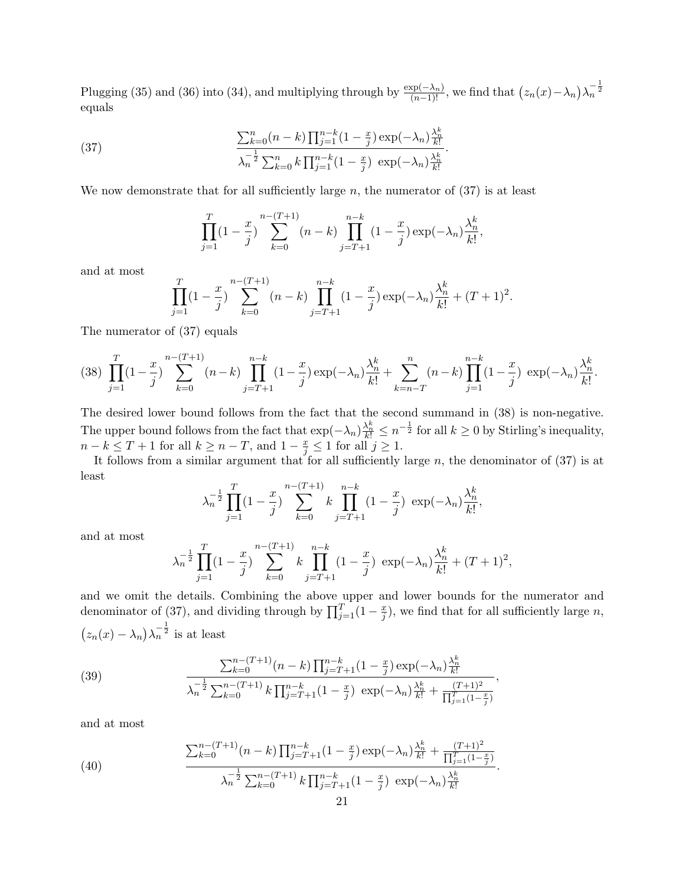Plugging (35) and (36) into (34), and multiplying through by $\frac{\exp(-\lambda_n)}{(n-1)!}$, we find that $\big(z_n(x)-\lambda_n\big)\lambda_n^{-\frac{1}{2}}$ equals

$$\frac{\sum_{k=0}^{n}(n-k)\prod_{j=1}^{n-k}(1-\frac{x}{j})\exp(-\lambda_n)\frac{\lambda_n^k}{k!}}{\lambda_n^{-\frac{1}{2}}\sum_{k=0}^{n}k\prod_{j=1}^{n-k}(1-\frac{x}{j})\ \exp(-\lambda_n)\frac{\lambda_n^k}{k!}}. \tag{37}$$

We now demonstrate that for all sufficiently large $n$, the numerator of (37) is at least

$$\prod_{j=1}^{T}(1-\frac{x}{j})\sum_{k=0}^{n-(T+1)}(n-k)\prod_{j=T+1}^{n-k}(1-\frac{x}{j})\exp(-\lambda_n)\frac{\lambda_n^k}{k!},$$

and at most

$$\prod_{j=1}^{T}(1-\frac{x}{j})\sum_{k=0}^{n-(T+1)}(n-k)\prod_{j=T+1}^{n-k}(1-\frac{x}{j})\exp(-\lambda_n)\frac{\lambda_n^k}{k!}+(T+1)^2.$$

The numerator of (37) equals

$$\prod_{j=1}^{T}(1-\frac{x}{j})\sum_{k=0}^{n-(T+1)}(n-k)\prod_{j=T+1}^{n-k}(1-\frac{x}{j})\exp(-\lambda_n)\frac{\lambda_n^k}{k!}+\sum_{k=n-T}^{n}(n-k)\prod_{j=1}^{n-k}(1-\frac{x}{j})\ \exp(-\lambda_n)\frac{\lambda_n^k}{k!}. \tag{38}$$

The desired lower bound follows from the fact that the second summand in (38) is non-negative. The upper bound follows from the fact that $\exp(-\lambda_n)\frac{\lambda_n^k}{k!}\leq n^{-\frac{1}{2}}$ for all $k\geq 0$ by Stirling's inequality, $n-k\leq T+1$ for all $k\geq n-T$, and $1-\frac{x}{j}\leq 1$ for all $j\geq 1$.

It follows from a similar argument that for all sufficiently large $n$, the denominator of (37) is at least

$$\lambda_n^{-\frac{1}{2}}\prod_{j=1}^{T}(1-\frac{x}{j})\sum_{k=0}^{n-(T+1)}k\prod_{j=T+1}^{n-k}(1-\frac{x}{j})\ \exp(-\lambda_n)\frac{\lambda_n^k}{k!},$$

and at most

$$\lambda_n^{-\frac{1}{2}}\prod_{j=1}^{T}(1-\frac{x}{j})\sum_{k=0}^{n-(T+1)}k\prod_{j=T+1}^{n-k}(1-\frac{x}{j})\ \exp(-\lambda_n)\frac{\lambda_n^k}{k!}+(T+1)^2,$$

and we omit the details. Combining the above upper and lower bounds for the numerator and denominator of (37), and dividing through by $\prod_{j=1}^{T}(1-\frac{x}{j})$, we find that for all sufficiently large $n$, $\big(z_n(x)-\lambda_n\big)\lambda_n^{-\frac{1}{2}}$ is at least

$$\frac{\sum_{k=0}^{n-(T+1)}(n-k)\prod_{j=T+1}^{n-k}(1-\frac{x}{j})\exp(-\lambda_n)\frac{\lambda_n^k}{k!}}{\lambda_n^{-\frac{1}{2}}\sum_{k=0}^{n-(T+1)}k\prod_{j=T+1}^{n-k}(1-\frac{x}{j})\ \exp(-\lambda_n)\frac{\lambda_n^k}{k!}+\frac{(T+1)^2}{\prod_{j=1}^{T}(1-\frac{x}{j})}}, \tag{39}$$

and at most

$$\frac{\sum_{k=0}^{n-(T+1)}(n-k)\prod_{j=T+1}^{n-k}(1-\frac{x}{j})\exp(-\lambda_n)\frac{\lambda_n^k}{k!}+\frac{(T+1)^2}{\prod_{j=1}^{T}(1-\frac{x}{j})}}{\lambda_n^{-\frac{1}{2}}\sum_{k=0}^{n-(T+1)}k\prod_{j=T+1}^{n-k}(1-\frac{x}{j})\ \exp(-\lambda_n)\frac{\lambda_n^k}{k!}}. \tag{40}$$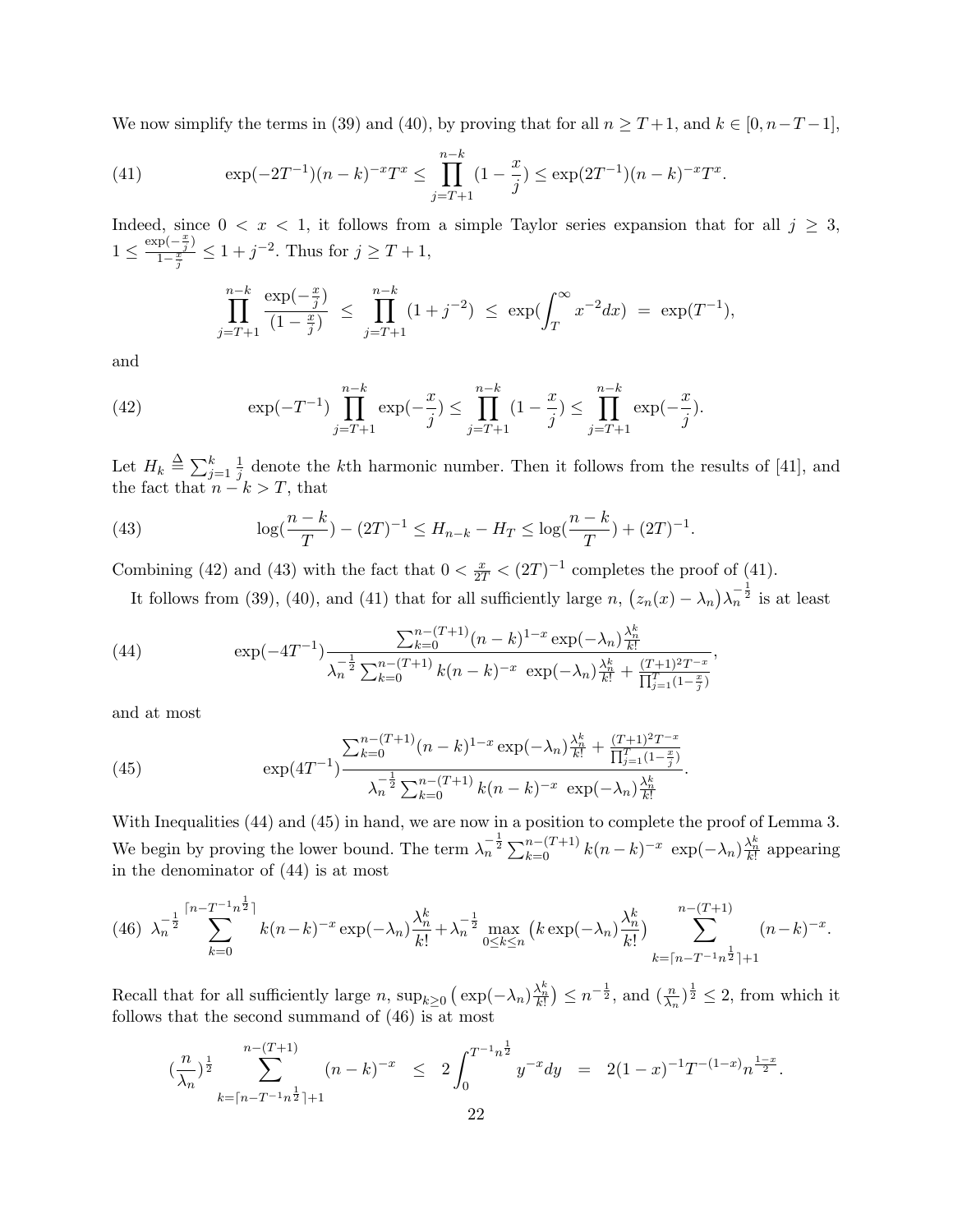We now simplify the terms in (39) and (40), by proving that for all $n \geq T+1$, and $k \in [0, n-T-1]$,

$$\exp(-2T^{-1})(n-k)^{-x}T^{x} \leq \prod_{j=T+1}^{n-k}(1-\frac{x}{j}) \leq \exp(2T^{-1})(n-k)^{-x}T^{x}. \tag{41}$$

Indeed, since $0 < x < 1$, it follows from a simple Taylor series expansion that for all $j \geq 3$, $1 \leq \frac{\exp(-\frac{x}{j})}{1-\frac{x}{j}} \leq 1 + j^{-2}$. Thus for $j \geq T+1$,

$$\prod_{j=T+1}^{n-k} \frac{\exp(-\frac{x}{j})}{(1-\frac{x}{j})} \ \leq \ \prod_{j=T+1}^{n-k}(1+j^{-2}) \ \leq \ \exp(\int_{T}^{\infty} x^{-2}dx) \ = \ \exp(T^{-1}),$$

and

$$\exp(-T^{-1})\prod_{j=T+1}^{n-k}\exp(-\frac{x}{j}) \leq \prod_{j=T+1}^{n-k}(1-\frac{x}{j}) \leq \prod_{j=T+1}^{n-k}\exp(-\frac{x}{j}). \tag{42}$$

Let $H_k \triangleq \sum_{j=1}^{k}\frac{1}{j}$ denote the $k$th harmonic number. Then it follows from the results of [41], and the fact that $n-k > T$, that

$$\log(\frac{n-k}{T}) - (2T)^{-1} \leq H_{n-k} - H_T \leq \log(\frac{n-k}{T}) + (2T)^{-1}. \tag{43}$$

Combining (42) and (43) with the fact that $0 < \frac{x}{2T} < (2T)^{-1}$ completes the proof of (41).

It follows from (39), (40), and (41) that for all sufficiently large $n$, $\big(z_n(x) - \lambda_n\big)\lambda_n^{-\frac{1}{2}}$ is at least

$$\exp(-4T^{-1})\frac{\sum_{k=0}^{n-(T+1)}(n-k)^{1-x}\exp(-\lambda_n)\frac{\lambda_n^k}{k!}}{\lambda_n^{-\frac{1}{2}}\sum_{k=0}^{n-(T+1)}k(n-k)^{-x}\ \exp(-\lambda_n)\frac{\lambda_n^k}{k!} + \frac{(T+1)^2T^{-x}}{\prod_{j=1}^{T}(1-\frac{x}{j})}}, \tag{44}$$

and at most

$$\exp(4T^{-1})\frac{\sum_{k=0}^{n-(T+1)}(n-k)^{1-x}\exp(-\lambda_n)\frac{\lambda_n^k}{k!} + \frac{(T+1)^2T^{-x}}{\prod_{j=1}^{T}(1-\frac{x}{j})}}{\lambda_n^{-\frac{1}{2}}\sum_{k=0}^{n-(T+1)}k(n-k)^{-x}\ \exp(-\lambda_n)\frac{\lambda_n^k}{k!}}. \tag{45}$$

With Inequalities (44) and (45) in hand, we are now in a position to complete the proof of Lemma 3. We begin by proving the lower bound. The term $\lambda_n^{-\frac{1}{2}}\sum_{k=0}^{n-(T+1)}k(n-k)^{-x}\ \exp(-\lambda_n)\frac{\lambda_n^k}{k!}$ appearing in the denominator of (44) is at most

$$\lambda_n^{-\frac{1}{2}}\sum_{k=0}^{\lceil n-T^{-1}n^{\frac{1}{2}}\rceil}k(n-k)^{-x}\exp(-\lambda_n)\frac{\lambda_n^k}{k!} + \lambda_n^{-\frac{1}{2}}\max_{0\leq k\leq n}\big(k\exp(-\lambda_n)\frac{\lambda_n^k}{k!}\big)\sum_{k=\lceil n-T^{-1}n^{\frac{1}{2}}\rceil+1}^{n-(T+1)}(n-k)^{-x}. \tag{46}$$

Recall that for all sufficiently large $n$, $\sup_{k\geq 0}\big(\exp(-\lambda_n)\frac{\lambda_n^k}{k!}\big) \leq n^{-\frac{1}{2}}$, and $(\frac{n}{\lambda_n})^{\frac{1}{2}} \leq 2$, from which it follows that the second summand of (46) is at most

$$(\frac{n}{\lambda_n})^{\frac{1}{2}}\sum_{k=\lceil n-T^{-1}n^{\frac{1}{2}}\rceil+1}^{n-(T+1)}(n-k)^{-x} \ \leq \ 2\int_{0}^{T^{-1}n^{\frac{1}{2}}}y^{-x}dy \ = \ 2(1-x)^{-1}T^{-(1-x)}n^{\frac{1-x}{2}}.$$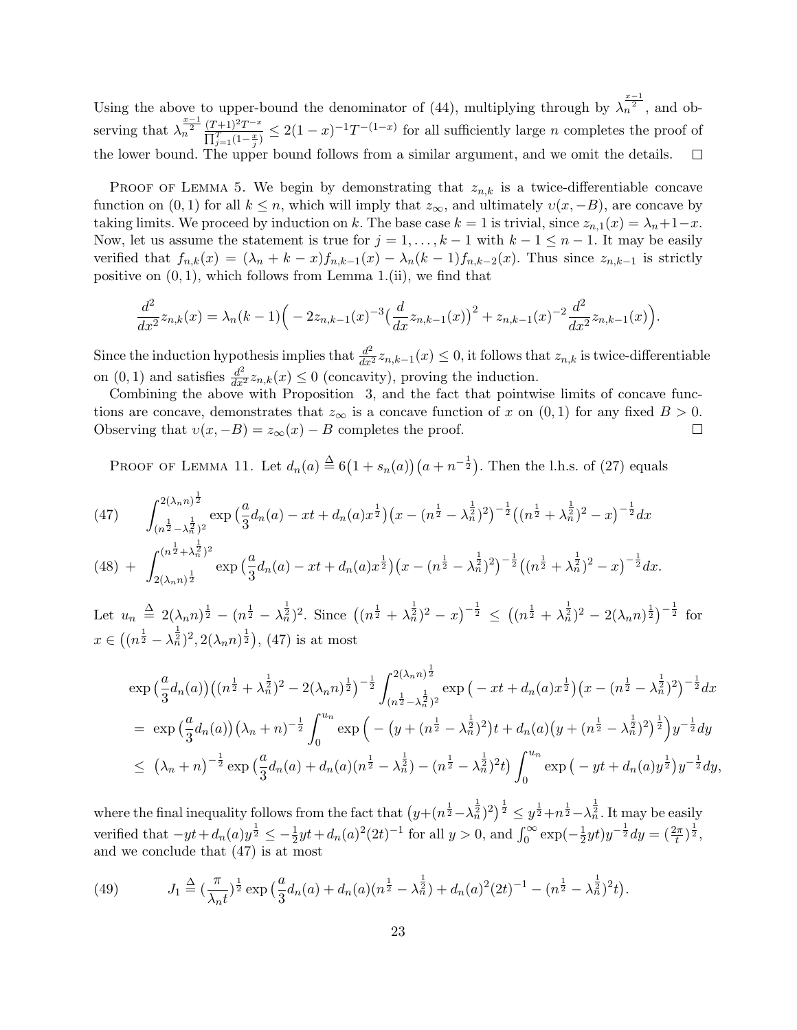Using the above to upper-bound the denominator of (44), multiplying through by $\lambda_n^{\frac{x-1}{2}}$, and observing that $\lambda_n^{\frac{x-1}{2}} \frac{(T+1)^2 T^{-x}}{\prod_{j=1}^{T}(1-\frac{x}{j})} \leq 2(1-x)^{-1}T^{-(1-x)}$ for all sufficiently large $n$ completes the proof of the lower bound. The upper bound follows from a similar argument, and we omit the details. □

PROOF OF LEMMA 5. We begin by demonstrating that $z_{n,k}$ is a twice-differentiable concave function on $(0,1)$ for all $k \leq n$, which will imply that $z_\infty$, and ultimately $\upsilon(x,-B)$, are concave by taking limits. We proceed by induction on $k$. The base case $k=1$ is trivial, since $z_{n,1}(x) = \lambda_n + 1 - x$. Now, let us assume the statement is true for $j = 1, \ldots, k-1$ with $k-1 \leq n-1$. It may be easily verified that $f_{n,k}(x) = (\lambda_n + k - x) f_{n,k-1}(x) - \lambda_n (k-1) f_{n,k-2}(x)$. Thus since $z_{n,k-1}$ is strictly positive on $(0,1)$, which follows from Lemma 1.(ii), we find that

$$\frac{d^2}{dx^2} z_{n,k}(x) = \lambda_n (k-1)\Big( -2 z_{n,k-1}(x)^{-3}\big(\frac{d}{dx} z_{n,k-1}(x)\big)^2 + z_{n,k-1}(x)^{-2} \frac{d^2}{dx^2} z_{n,k-1}(x)\Big).$$

Since the induction hypothesis implies that $\frac{d^2}{dx^2} z_{n,k-1}(x) \leq 0$, it follows that $z_{n,k}$ is twice-differentiable on $(0,1)$ and satisfies $\frac{d^2}{dx^2} z_{n,k}(x) \leq 0$ (concavity), proving the induction.

Combining the above with Proposition 3, and the fact that pointwise limits of concave functions are concave, demonstrates that $z_\infty$ is a concave function of $x$ on $(0,1)$ for any fixed $B > 0$. Observing that $\upsilon(x,-B) = z_\infty(x) - B$ completes the proof. □

PROOF OF LEMMA 11. Let $d_n(a) \overset{\Delta}{=} 6\big(1 + s_n(a)\big)\big(a + n^{-\frac{1}{2}}\big)$. Then the l.h.s. of (27) equals

$$(47) \qquad \int_{(n^{\frac{1}{2}} - \lambda_n^{\frac{1}{2}})^2}^{2(\lambda_n n)^{\frac{1}{2}}} \exp\big(\frac{a}{3} d_n(a) - xt + d_n(a) x^{\frac{1}{2}}\big)\big(x - (n^{\frac{1}{2}} - \lambda_n^{\frac{1}{2}})^2\big)^{-\frac{1}{2}}\big((n^{\frac{1}{2}} + \lambda_n^{\frac{1}{2}})^2 - x\big)^{-\frac{1}{2}} dx$$

$$(48) \; + \; \int_{2(\lambda_n n)^{\frac{1}{2}}}^{(n^{\frac{1}{2}} + \lambda_n^{\frac{1}{2}})^2} \exp\big(\frac{a}{3} d_n(a) - xt + d_n(a) x^{\frac{1}{2}}\big)\big(x - (n^{\frac{1}{2}} - \lambda_n^{\frac{1}{2}})^2\big)^{-\frac{1}{2}}\big((n^{\frac{1}{2}} + \lambda_n^{\frac{1}{2}})^2 - x\big)^{-\frac{1}{2}} dx.$$

Let $u_n \overset{\Delta}{=} 2(\lambda_n n)^{\frac{1}{2}} - (n^{\frac{1}{2}} - \lambda_n^{\frac{1}{2}})^2$. Since $\big((n^{\frac{1}{2}} + \lambda_n^{\frac{1}{2}})^2 - x\big)^{-\frac{1}{2}} \leq \big((n^{\frac{1}{2}} + \lambda_n^{\frac{1}{2}})^2 - 2(\lambda_n n)^{\frac{1}{2}}\big)^{-\frac{1}{2}}$ for $x \in \big((n^{\frac{1}{2}} - \lambda_n^{\frac{1}{2}})^2, 2(\lambda_n n)^{\frac{1}{2}}\big)$, (47) is at most

$$\begin{aligned}
&\exp\big(\frac{a}{3} d_n(a)\big)\big((n^{\frac{1}{2}} + \lambda_n^{\frac{1}{2}})^2 - 2(\lambda_n n)^{\frac{1}{2}}\big)^{-\frac{1}{2}} \int_{(n^{\frac{1}{2}} - \lambda_n^{\frac{1}{2}})^2}^{2(\lambda_n n)^{\frac{1}{2}}} \exp\big(-xt + d_n(a) x^{\frac{1}{2}}\big)\big(x - (n^{\frac{1}{2}} - \lambda_n^{\frac{1}{2}})^2\big)^{-\frac{1}{2}} dx \\
&= \exp\big(\frac{a}{3} d_n(a)\big)\big(\lambda_n + n\big)^{-\frac{1}{2}} \int_0^{u_n} \exp\Big(-\big(y + (n^{\frac{1}{2}} - \lambda_n^{\frac{1}{2}})^2\big)t + d_n(a)\big(y + (n^{\frac{1}{2}} - \lambda_n^{\frac{1}{2}})^2\big)^{\frac{1}{2}}\Big) y^{-\frac{1}{2}} dy \\
&\leq \big(\lambda_n + n\big)^{-\frac{1}{2}} \exp\big(\frac{a}{3} d_n(a) + d_n(a)(n^{\frac{1}{2}} - \lambda_n^{\frac{1}{2}}) - (n^{\frac{1}{2}} - \lambda_n^{\frac{1}{2}})^2 t\big) \int_0^{u_n} \exp\big(-yt + d_n(a) y^{\frac{1}{2}}\big) y^{-\frac{1}{2}} dy,
\end{aligned}$$

where the final inequality follows from the fact that $\big(y + (n^{\frac{1}{2}} - \lambda_n^{\frac{1}{2}})^2\big)^{\frac{1}{2}} \leq y^{\frac{1}{2}} + n^{\frac{1}{2}} - \lambda_n^{\frac{1}{2}}$. It may be easily verified that $-yt + d_n(a) y^{\frac{1}{2}} \leq -\frac{1}{2} yt + d_n(a)^2 (2t)^{-1}$ for all $y > 0$, and $\int_0^\infty \exp(-\frac{1}{2} yt) y^{-\frac{1}{2}} dy = (\frac{2\pi}{t})^{\frac{1}{2}}$, and we conclude that (47) is at most

$$(49) \qquad J_1 \overset{\Delta}{=} (\frac{\pi}{\lambda_n t})^{\frac{1}{2}} \exp\big(\frac{a}{3} d_n(a) + d_n(a)(n^{\frac{1}{2}} - \lambda_n^{\frac{1}{2}}) + d_n(a)^2 (2t)^{-1} - (n^{\frac{1}{2}} - \lambda_n^{\frac{1}{2}})^2 t\big).$$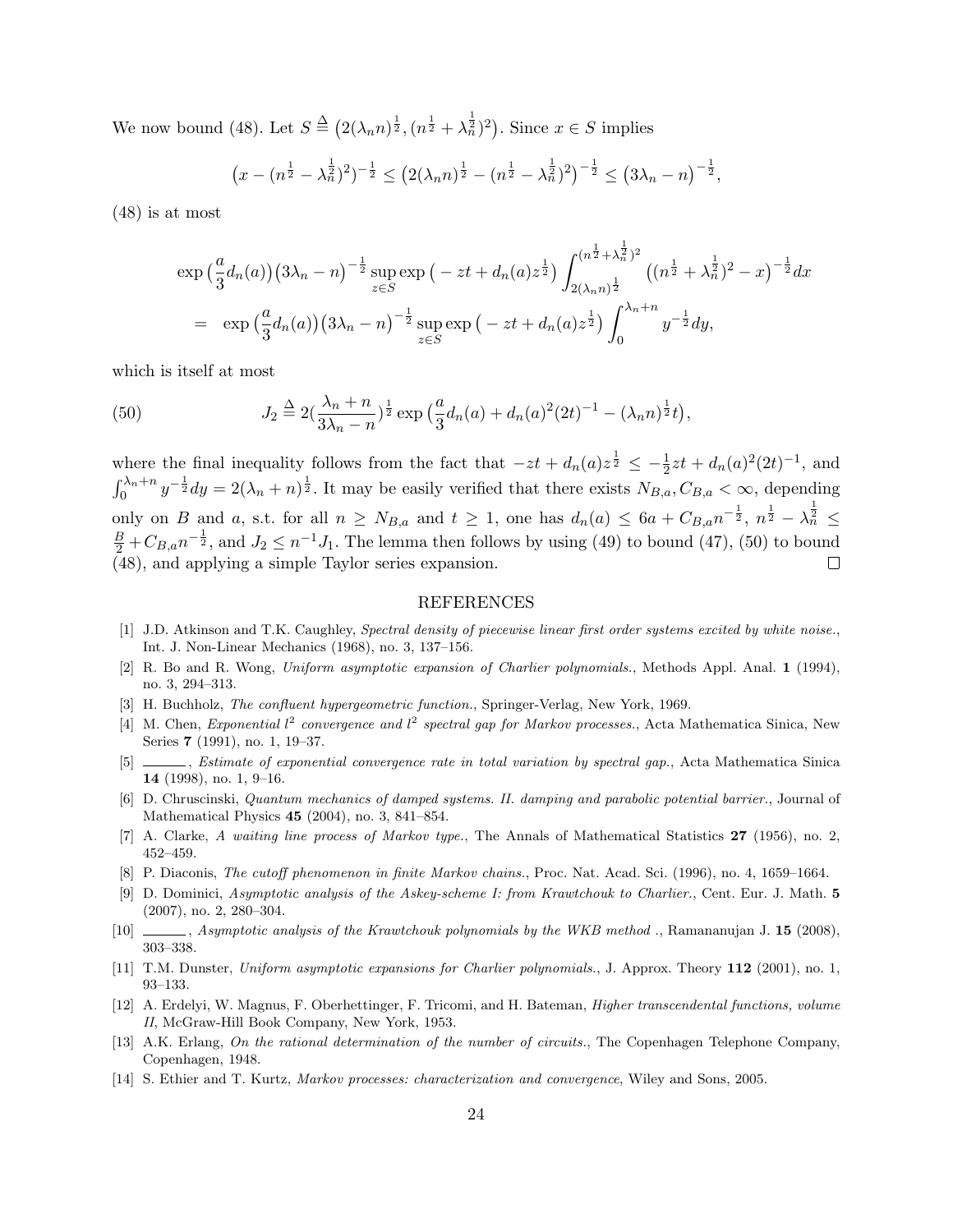We now bound (48). Let $S \triangleq \big(2(\lambda_n n)^{\frac{1}{2}}, (n^{\frac{1}{2}} + \lambda_n^{\frac{1}{2}})^2\big)$. Since $x \in S$ implies

$$\big(x - (n^{\frac{1}{2}} - \lambda_n^{\frac{1}{2}})^2\big)^{-\frac{1}{2}} \leq \big(2(\lambda_n n)^{\frac{1}{2}} - (n^{\frac{1}{2}} - \lambda_n^{\frac{1}{2}})^2\big)^{-\frac{1}{2}} \leq \big(3\lambda_n - n\big)^{-\frac{1}{2}},$$

(48) is at most

$$\begin{aligned}
&\exp\big(\frac{a}{3}d_n(a)\big)\big(3\lambda_n - n\big)^{-\frac{1}{2}} \sup_{z \in S} \exp\big(-zt + d_n(a)z^{\frac{1}{2}}\big) \int_{2(\lambda_n n)^{\frac{1}{2}}}^{(n^{\frac{1}{2}}+\lambda_n^{\frac{1}{2}})^2} \big((n^{\frac{1}{2}} + \lambda_n^{\frac{1}{2}})^2 - x\big)^{-\frac{1}{2}} dx \\
= \quad &\exp\big(\frac{a}{3}d_n(a)\big)\big(3\lambda_n - n\big)^{-\frac{1}{2}} \sup_{z \in S} \exp\big(-zt + d_n(a)z^{\frac{1}{2}}\big) \int_0^{\lambda_n + n} y^{-\frac{1}{2}} dy,
\end{aligned}$$

which is itself at most

$$J_2 \triangleq 2\big(\frac{\lambda_n + n}{3\lambda_n - n}\big)^{\frac{1}{2}} \exp\big(\frac{a}{3}d_n(a) + d_n(a)^2(2t)^{-1} - (\lambda_n n)^{\frac{1}{2}} t\big), \tag{50}$$

where the final inequality follows from the fact that $-zt + d_n(a)z^{\frac{1}{2}} \leq -\frac{1}{2}zt + d_n(a)^2(2t)^{-1}$, and $\int_0^{\lambda_n+n} y^{-\frac{1}{2}}dy = 2(\lambda_n + n)^{\frac{1}{2}}$. It may be easily verified that there exists $N_{B,a}, C_{B,a} < \infty$, depending only on $B$ and $a$, s.t. for all $n \geq N_{B,a}$ and $t \geq 1$, one has $d_n(a) \leq 6a + C_{B,a}n^{-\frac{1}{2}}$, $n^{\frac{1}{2}} - \lambda_n^{\frac{1}{2}} \leq \frac{B}{2} + C_{B,a}n^{-\frac{1}{2}}$, and $J_2 \leq n^{-1}J_1$. The lemma then follows by using (49) to bound (47), (50) to bound (48), and applying a simple Taylor series expansion. □

## REFERENCES

[1] J.D. Atkinson and T.K. Caughley, *Spectral density of piecewise linear first order systems excited by white noise.*, Int. J. Non-Linear Mechanics (1968), no. 3, 137–156.

[2] R. Bo and R. Wong, *Uniform asymptotic expansion of Charlier polynomials.*, Methods Appl. Anal. **1** (1994), no. 3, 294–313.

[3] H. Buchholz, *The confluent hypergeometric function.*, Springer-Verlag, New York, 1969.

[4] M. Chen, *Exponential $l^2$ convergence and $l^2$ spectral gap for Markov processes.*, Acta Mathematica Sinica, New Series **7** (1991), no. 1, 19–37.

[5] ———, *Estimate of exponential convergence rate in total variation by spectral gap.*, Acta Mathematica Sinica **14** (1998), no. 1, 9–16.

[6] D. Chruscinski, *Quantum mechanics of damped systems. II. damping and parabolic potential barrier.*, Journal of Mathematical Physics **45** (2004), no. 3, 841–854.

[7] A. Clarke, *A waiting line process of Markov type.*, The Annals of Mathematical Statistics **27** (1956), no. 2, 452–459.

[8] P. Diaconis, *The cutoff phenomenon in finite Markov chains.*, Proc. Nat. Acad. Sci. (1996), no. 4, 1659–1664.

[9] D. Dominici, *Asymptotic analysis of the Askey-scheme I: from Krawtchouk to Charlier.*, Cent. Eur. J. Math. **5** (2007), no. 2, 280–304.

[10] ———, *Asymptotic analysis of the Krawtchouk polynomials by the WKB method .*, Ramananujan J. **15** (2008), 303–338.

[11] T.M. Dunster, *Uniform asymptotic expansions for Charlier polynomials.*, J. Approx. Theory **112** (2001), no. 1, 93–133.

[12] A. Erdelyi, W. Magnus, F. Oberhettinger, F. Tricomi, and H. Bateman, *Higher transcendental functions, volume II*, McGraw-Hill Book Company, New York, 1953.

[13] A.K. Erlang, *On the rational determination of the number of circuits.*, The Copenhagen Telephone Company, Copenhagen, 1948.

[14] S. Ethier and T. Kurtz, *Markov processes: characterization and convergence*, Wiley and Sons, 2005.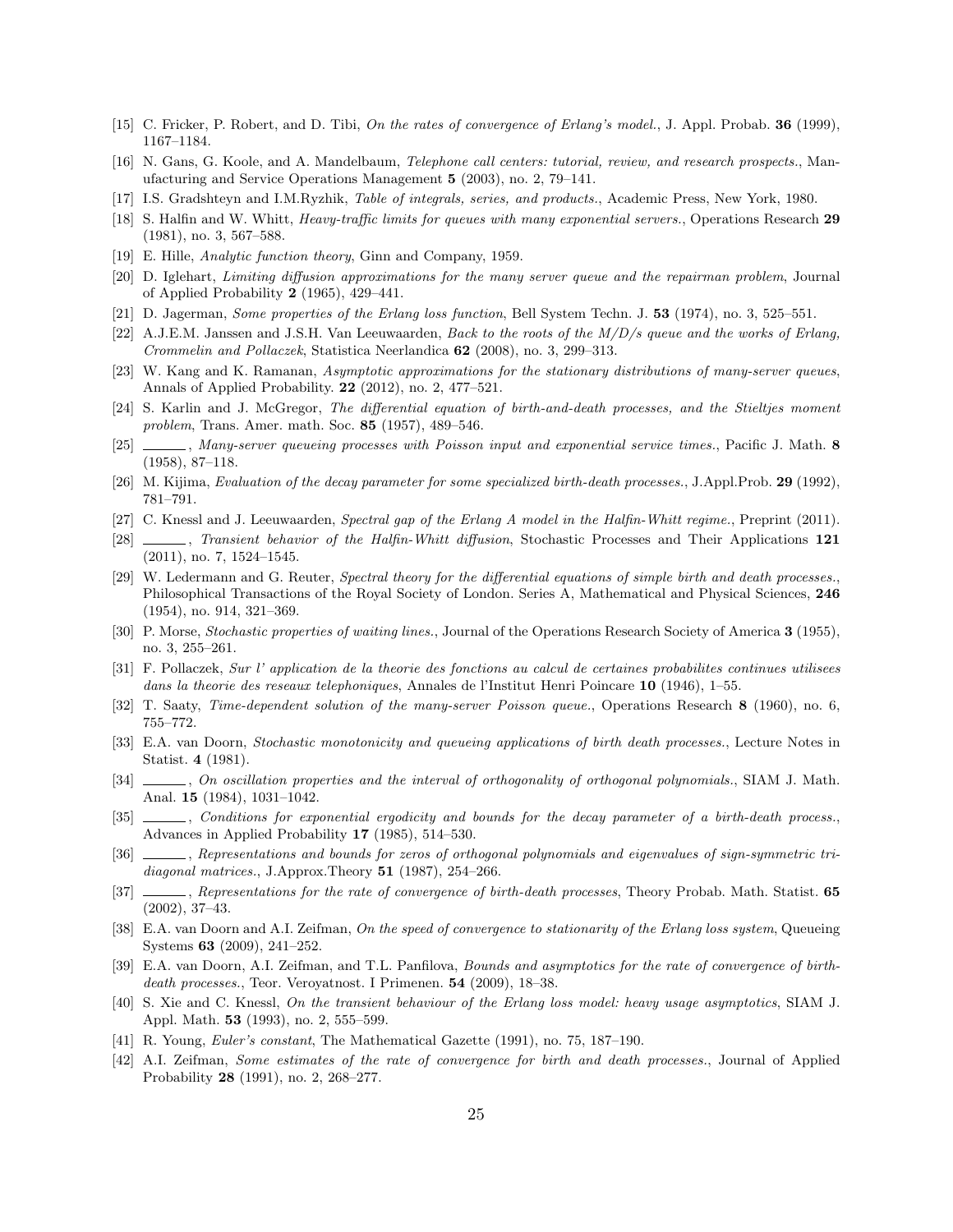[15] C. Fricker, P. Robert, and D. Tibi, *On the rates of convergence of Erlang's model.*, J. Appl. Probab. **36** (1999), 1167–1184.

[16] N. Gans, G. Koole, and A. Mandelbaum, *Telephone call centers: tutorial, review, and research prospects.*, Manufacturing and Service Operations Management **5** (2003), no. 2, 79–141.

[17] I.S. Gradshteyn and I.M.Ryzhik, *Table of integrals, series, and products.*, Academic Press, New York, 1980.

[18] S. Halfin and W. Whitt, *Heavy-traffic limits for queues with many exponential servers.*, Operations Research **29** (1981), no. 3, 567–588.

[19] E. Hille, *Analytic function theory*, Ginn and Company, 1959.

[20] D. Iglehart, *Limiting diffusion approximations for the many server queue and the repairman problem*, Journal of Applied Probability **2** (1965), 429–441.

[21] D. Jagerman, *Some properties of the Erlang loss function*, Bell System Techn. J. **53** (1974), no. 3, 525–551.

[22] A.J.E.M. Janssen and J.S.H. Van Leeuwaarden, *Back to the roots of the M/D/s queue and the works of Erlang, Crommelin and Pollaczek*, Statistica Neerlandica **62** (2008), no. 3, 299–313.

[23] W. Kang and K. Ramanan, *Asymptotic approximations for the stationary distributions of many-server queues*, Annals of Applied Probability. **22** (2012), no. 2, 477–521.

[24] S. Karlin and J. McGregor, *The differential equation of birth-and-death processes, and the Stieltjes moment problem*, Trans. Amer. math. Soc. **85** (1957), 489–546.

[25] ______, *Many-server queueing processes with Poisson input and exponential service times.*, Pacific J. Math. **8** (1958), 87–118.

[26] M. Kijima, *Evaluation of the decay parameter for some specialized birth-death processes.*, J.Appl.Prob. **29** (1992), 781–791.

[27] C. Knessl and J. Leeuwaarden, *Spectral gap of the Erlang A model in the Halfin-Whitt regime.*, Preprint (2011).

[28] ______, *Transient behavior of the Halfin-Whitt diffusion*, Stochastic Processes and Their Applications **121** (2011), no. 7, 1524–1545.

[29] W. Ledermann and G. Reuter, *Spectral theory for the differential equations of simple birth and death processes.*, Philosophical Transactions of the Royal Society of London. Series A, Mathematical and Physical Sciences, **246** (1954), no. 914, 321–369.

[30] P. Morse, *Stochastic properties of waiting lines.*, Journal of the Operations Research Society of America **3** (1955), no. 3, 255–261.

[31] F. Pollaczek, *Sur l' application de la theorie des fonctions au calcul de certaines probabilites continues utilisees dans la theorie des reseaux telephoniques*, Annales de l'Institut Henri Poincare **10** (1946), 1–55.

[32] T. Saaty, *Time-dependent solution of the many-server Poisson queue.*, Operations Research **8** (1960), no. 6, 755–772.

[33] E.A. van Doorn, *Stochastic monotonicity and queueing applications of birth death processes.*, Lecture Notes in Statist. **4** (1981).

[34] ______, *On oscillation properties and the interval of orthogonality of orthogonal polynomials.*, SIAM J. Math. Anal. **15** (1984), 1031–1042.

[35] ______, *Conditions for exponential ergodicity and bounds for the decay parameter of a birth-death process.*, Advances in Applied Probability **17** (1985), 514–530.

[36] ______, *Representations and bounds for zeros of orthogonal polynomials and eigenvalues of sign-symmetric tridiagonal matrices.*, J.Approx.Theory **51** (1987), 254–266.

[37] ______, *Representations for the rate of convergence of birth-death processes*, Theory Probab. Math. Statist. **65** (2002), 37–43.

[38] E.A. van Doorn and A.I. Zeifman, *On the speed of convergence to stationarity of the Erlang loss system*, Queueing Systems **63** (2009), 241–252.

[39] E.A. van Doorn, A.I. Zeifman, and T.L. Panfilova, *Bounds and asymptotics for the rate of convergence of birth-death processes.*, Teor. Veroyatnost. I Primenen. **54** (2009), 18–38.

[40] S. Xie and C. Knessl, *On the transient behaviour of the Erlang loss model: heavy usage asymptotics*, SIAM J. Appl. Math. **53** (1993), no. 2, 555–599.

[41] R. Young, *Euler's constant*, The Mathematical Gazette (1991), no. 75, 187–190.

[42] A.I. Zeifman, *Some estimates of the rate of convergence for birth and death processes.*, Journal of Applied Probability **28** (1991), no. 2, 268–277.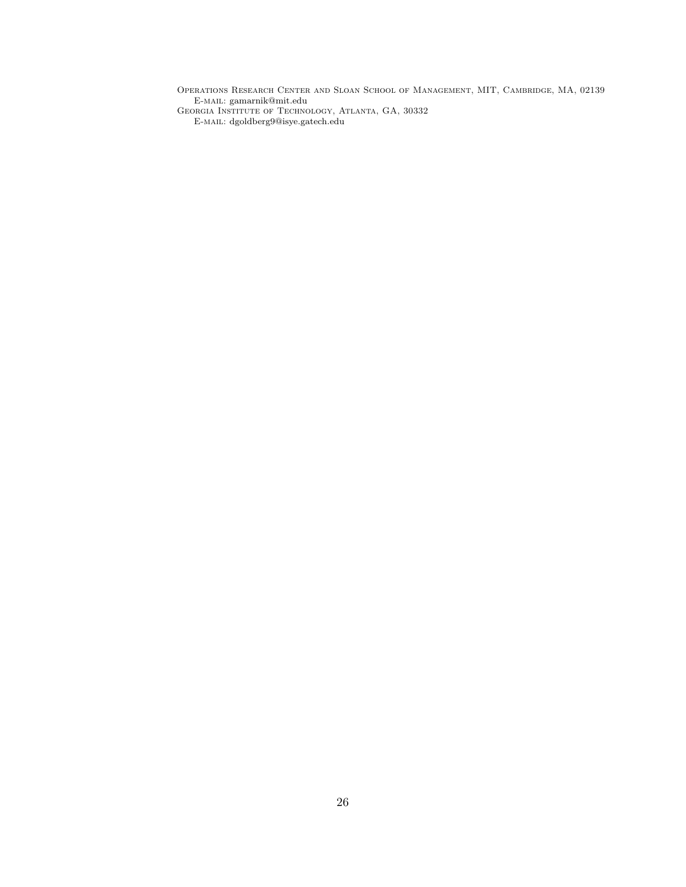Operations Research Center and Sloan School of Management, MIT, Cambridge, MA, 02139
E-mail: gamarnik@mit.edu

Georgia Institute of Technology, Atlanta, GA, 30332
E-mail: dgoldberg9@isye.gatech.edu